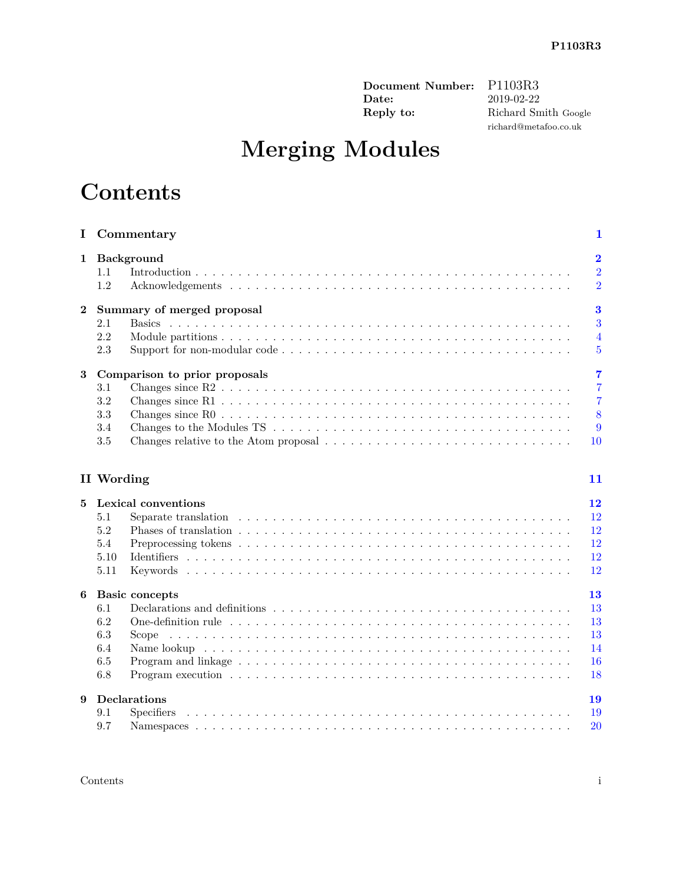| | |
|---|---|
| **Document Number:** | P1103R3 |
| **Date:** | 2019-02-22 |
| **Reply to:** | Richard Smith Google |
| | richard@metafoo.co.uk |

# Merging Modules

# Contents

**I Commentary** — 1

**1 Background** — 2
- 1.1 Introduction — 2
- 1.2 Acknowledgements — 2

**2 Summary of merged proposal** — 3
- 2.1 Basics — 3
- 2.2 Module partitions — 4
- 2.3 Support for non-modular code — 5

**3 Comparison to prior proposals** — 7
- 3.1 Changes since R2 — 7
- 3.2 Changes since R1 — 7
- 3.3 Changes since R0 — 8
- 3.4 Changes to the Modules TS — 9
- 3.5 Changes relative to the Atom proposal — 10

**II Wording** — 11

**5 Lexical conventions** — 12
- 5.1 Separate translation — 12
- 5.2 Phases of translation — 12
- 5.4 Preprocessing tokens — 12
- 5.10 Identifiers — 12
- 5.11 Keywords — 12

**6 Basic concepts** — 13
- 6.1 Declarations and definitions — 13
- 6.2 One-definition rule — 13
- 6.3 Scope — 13
- 6.4 Name lookup — 14
- 6.5 Program and linkage — 16
- 6.8 Program execution — 18

**9 Declarations** — 19
- 9.1 Specifiers — 19
- 9.7 Namespaces — 20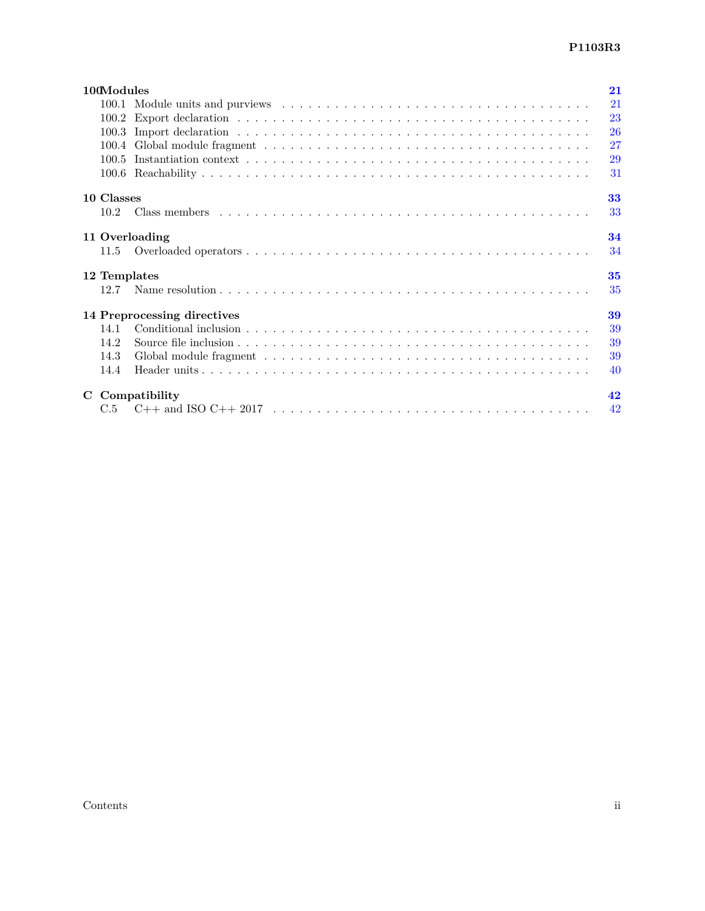**100 Modules** **21**

- 100.1 Module units and purviews . . . . . 21
- 100.2 Export declaration . . . . . 23
- 100.3 Import declaration . . . . . 26
- 100.4 Global module fragment . . . . . 27
- 100.5 Instantiation context . . . . . 29
- 100.6 Reachability . . . . . 31

**10 Classes** **33**

- 10.2 Class members . . . . . 33

**11 Overloading** **34**

- 11.5 Overloaded operators . . . . . 34

**12 Templates** **35**

- 12.7 Name resolution . . . . . 35

**14 Preprocessing directives** **39**

- 14.1 Conditional inclusion . . . . . 39
- 14.2 Source file inclusion . . . . . 39
- 14.3 Global module fragment . . . . . 39
- 14.4 Header units . . . . . 40

**C Compatibility** **42**

- C.5 C++ and ISO C++ 2017 . . . . . 42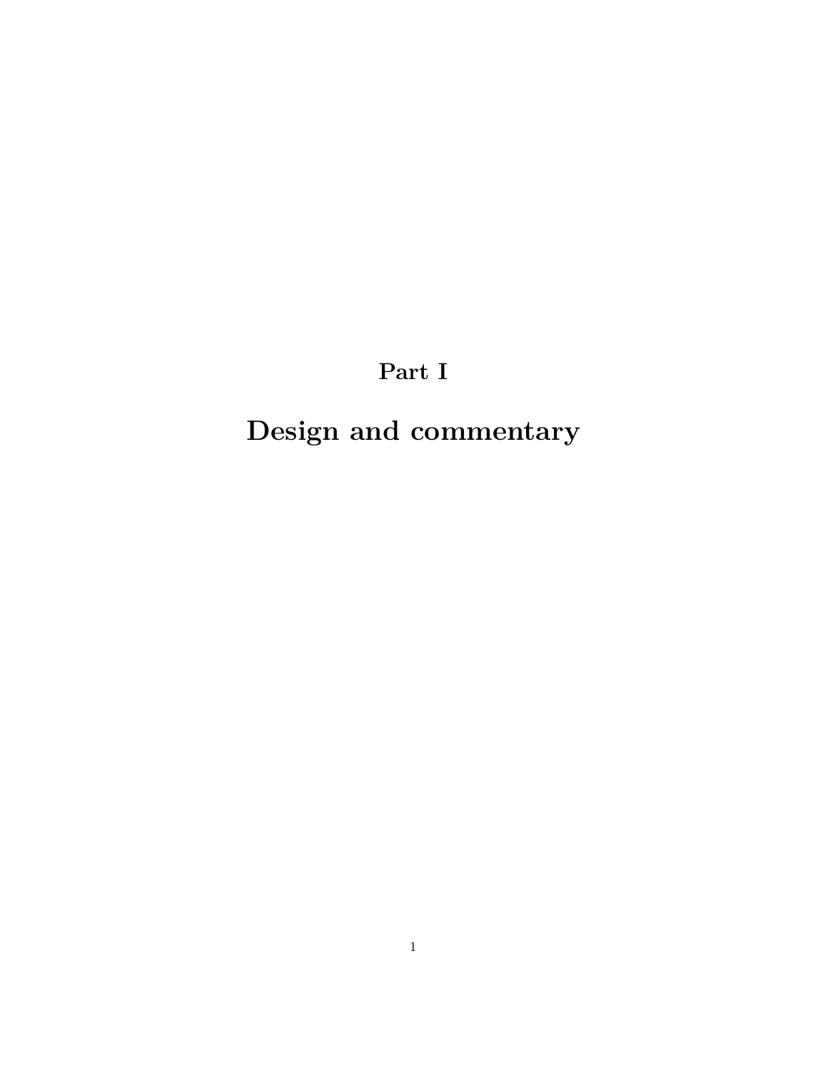# Part I

# Design and commentary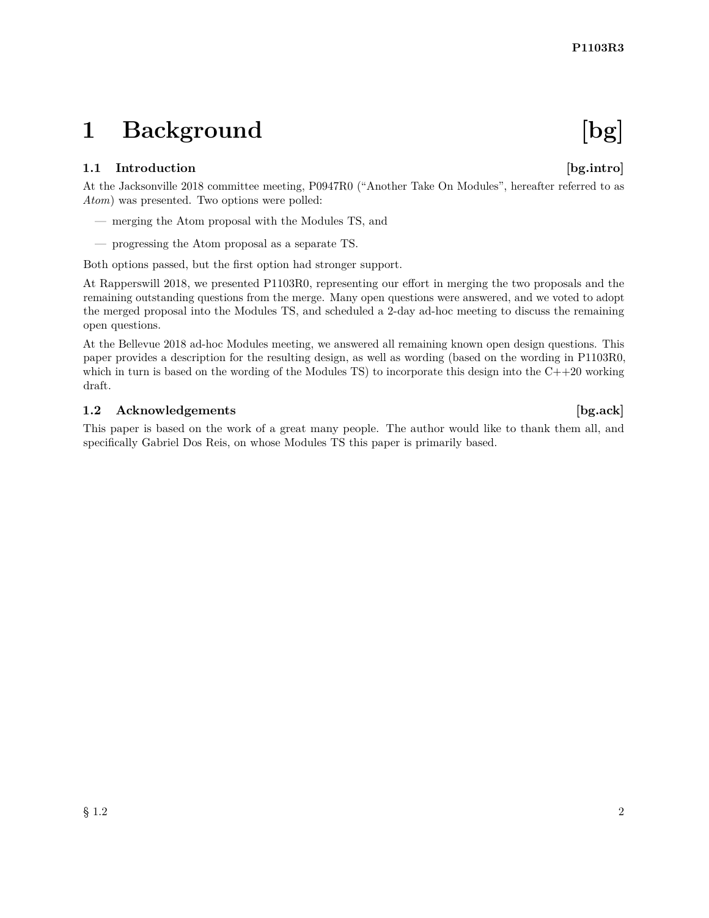# 1 Background [bg]

## 1.1 Introduction [bg.intro]

At the Jacksonville 2018 committee meeting, P0947R0 ("Another Take On Modules", hereafter referred to as *Atom*) was presented. Two options were polled:

— merging the Atom proposal with the Modules TS, and

— progressing the Atom proposal as a separate TS.

Both options passed, but the first option had stronger support.

At Rapperswill 2018, we presented P1103R0, representing our effort in merging the two proposals and the remaining outstanding questions from the merge. Many open questions were answered, and we voted to adopt the merged proposal into the Modules TS, and scheduled a 2-day ad-hoc meeting to discuss the remaining open questions.

At the Bellevue 2018 ad-hoc Modules meeting, we answered all remaining known open design questions. This paper provides a description for the resulting design, as well as wording (based on the wording in P1103R0, which in turn is based on the wording of the Modules TS) to incorporate this design into the C++20 working draft.

## 1.2 Acknowledgements [bg.ack]

This paper is based on the work of a great many people. The author would like to thank them all, and specifically Gabriel Dos Reis, on whose Modules TS this paper is primarily based.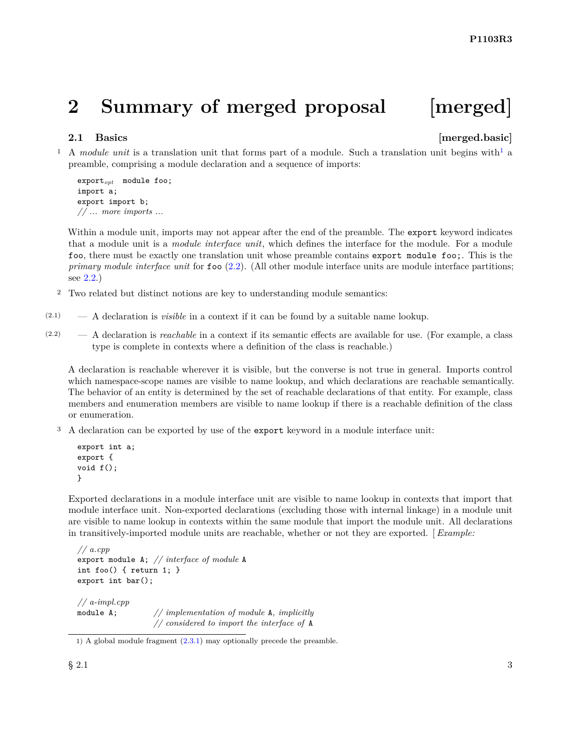# 2 Summary of merged proposal [merged]

## 2.1 Basics [merged.basic]

1 A *module unit* is a translation unit that forms part of a module. Such a translation unit begins with[1] a preamble, comprising a module declaration and a sequence of imports:

```
export_opt module foo;
import a;
export import b;
// ... more imports ...
```

Within a module unit, imports may not appear after the end of the preamble. The `export` keyword indicates that a module unit is a *module interface unit*, which defines the interface for the module. For a module `foo`, there must be exactly one translation unit whose preamble contains `export module foo;`. This is the *primary module interface unit* for `foo` (2.2). (All other module interface units are module interface partitions; see 2.2.)

2 Two related but distinct notions are key to understanding module semantics:

(2.1) — A declaration is *visible* in a context if it can be found by a suitable name lookup.

(2.2) — A declaration is *reachable* in a context if its semantic effects are available for use. (For example, a class type is complete in contexts where a definition of the class is reachable.)

A declaration is reachable wherever it is visible, but the converse is not true in general. Imports control which namespace-scope names are visible to name lookup, and which declarations are reachable semantically. The behavior of an entity is determined by the set of reachable declarations of that entity. For example, class members and enumeration members are visible to name lookup if there is a reachable definition of the class or enumeration.

3 A declaration can be exported by use of the `export` keyword in a module interface unit:

```
export int a;
export {
void f();
}
```

Exported declarations in a module interface unit are visible to name lookup in contexts that import that module interface unit. Non-exported declarations (excluding those with internal linkage) in a module unit are visible to name lookup in contexts within the same module that import the module unit. All declarations in transitively-imported module units are reachable, whether or not they are exported. [ *Example:*

```
// a.cpp
export module A; // interface of module A
int foo() { return 1; }
export int bar();

// a-impl.cpp
module A;          // implementation of module A, implicitly
                   // considered to import the interface of A
```

1) A global module fragment (2.3.1) may optionally precede the preamble.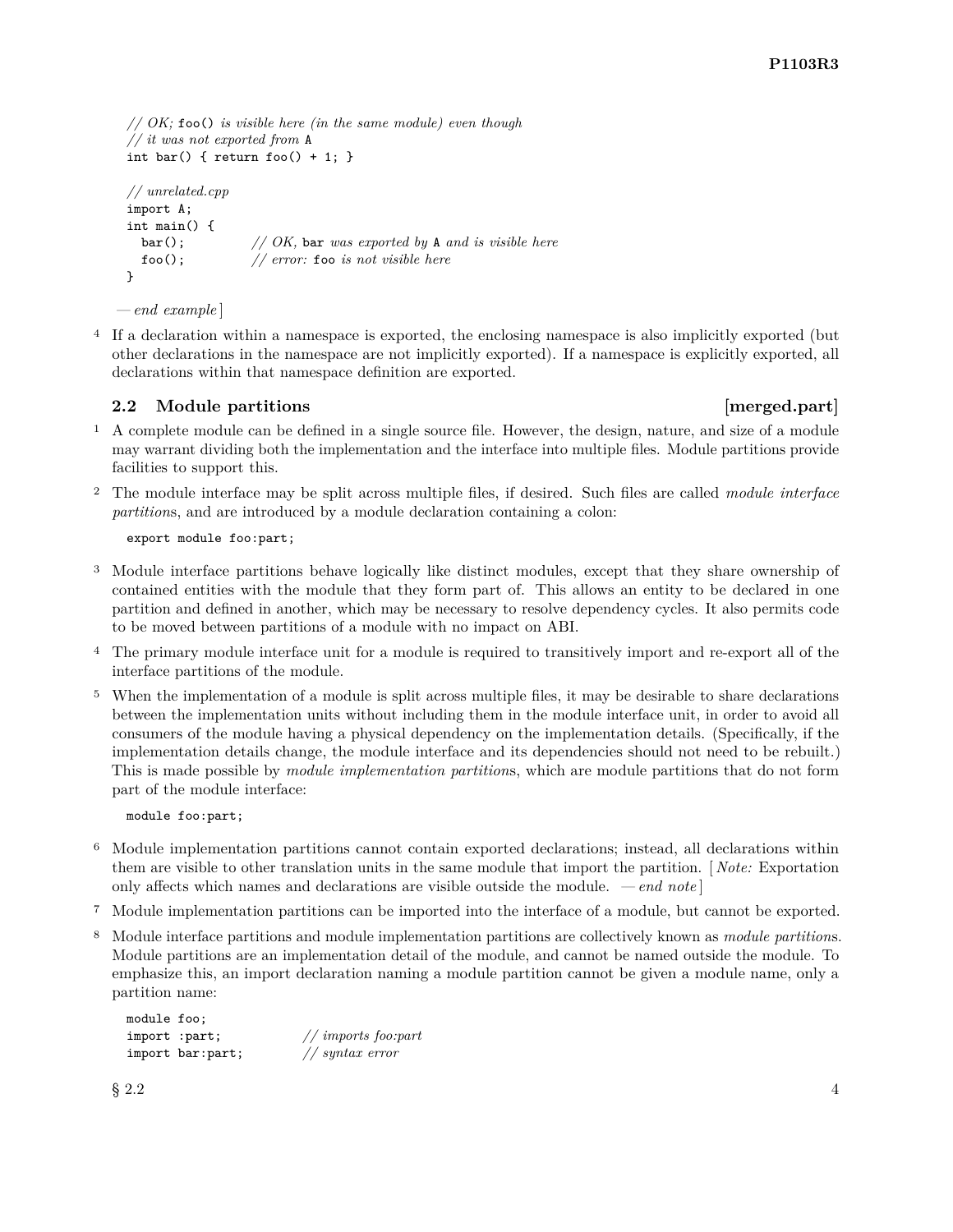```
// OK; foo() is visible here (in the same module) even though
// it was not exported from A
int bar() { return foo() + 1; }

// unrelated.cpp
import A;
int main() {
  bar();          // OK, bar was exported by A and is visible here
  foo();          // error: foo is not visible here
}
```

*— end example* ]

4 If a declaration within a namespace is exported, the enclosing namespace is also implicitly exported (but other declarations in the namespace are not implicitly exported). If a namespace is explicitly exported, all declarations within that namespace definition are exported.

## 2.2 Module partitions [merged.part]

1 A complete module can be defined in a single source file. However, the design, nature, and size of a module may warrant dividing both the implementation and the interface into multiple files. Module partitions provide facilities to support this.

2 The module interface may be split across multiple files, if desired. Such files are called *module interface partitions*, and are introduced by a module declaration containing a colon:

```
export module foo:part;
```

3 Module interface partitions behave logically like distinct modules, except that they share ownership of contained entities with the module that they form part of. This allows an entity to be declared in one partition and defined in another, which may be necessary to resolve dependency cycles. It also permits code to be moved between partitions of a module with no impact on ABI.

4 The primary module interface unit for a module is required to transitively import and re-export all of the interface partitions of the module.

5 When the implementation of a module is split across multiple files, it may be desirable to share declarations between the implementation units without including them in the module interface unit, in order to avoid all consumers of the module having a physical dependency on the implementation details. (Specifically, if the implementation details change, the module interface and its dependencies should not need to be rebuilt.) This is made possible by *module implementation partitions*, which are module partitions that do not form part of the module interface:

```
module foo:part;
```

6 Module implementation partitions cannot contain exported declarations; instead, all declarations within them are visible to other translation units in the same module that import the partition. [ *Note:* Exportation only affects which names and declarations are visible outside the module. *— end note* ]

7 Module implementation partitions can be imported into the interface of a module, but cannot be exported.

8 Module interface partitions and module implementation partitions are collectively known as *module partitions*. Module partitions are an implementation detail of the module, and cannot be named outside the module. To emphasize this, an import declaration naming a module partition cannot be given a module name, only a partition name:

```
module foo;
import :part;           // imports foo:part
import bar:part;        // syntax error
```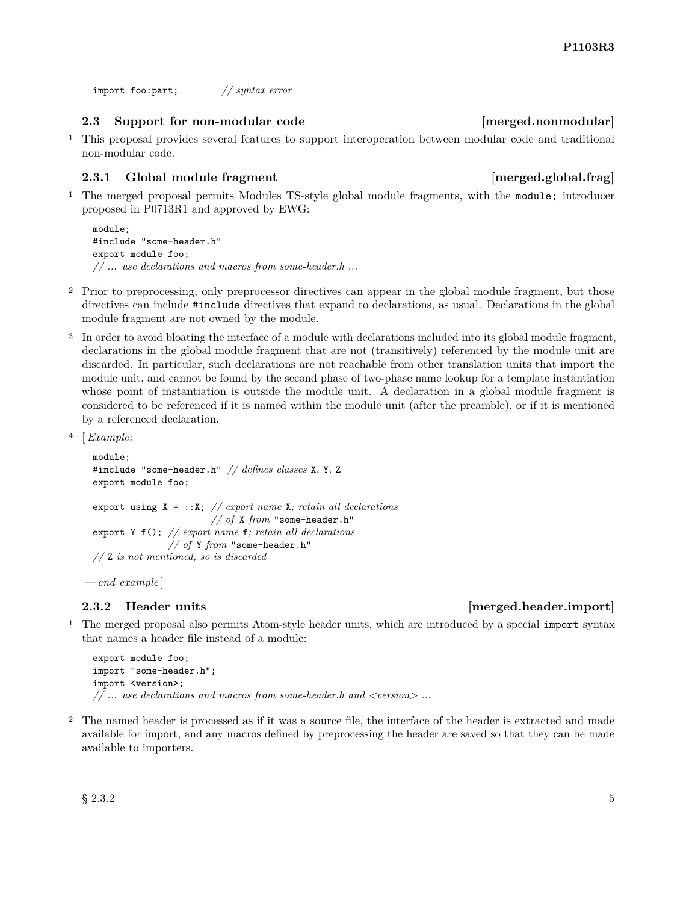```
import foo:part;        // syntax error
```

### 2.3 Support for non-modular code [merged.nonmodular]

1 This proposal provides several features to support interoperation between modular code and traditional non-modular code.

#### 2.3.1 Global module fragment [merged.global.frag]

1 The merged proposal permits Modules TS-style global module fragments, with the `module;` introducer proposed in P0713R1 and approved by EWG:

```
module;
#include "some-header.h"
export module foo;
// ... use declarations and macros from some-header.h ...
```

2 Prior to preprocessing, only preprocessor directives can appear in the global module fragment, but those directives can include `#include` directives that expand to declarations, as usual. Declarations in the global module fragment are not owned by the module.

3 In order to avoid bloating the interface of a module with declarations included into its global module fragment, declarations in the global module fragment that are not (transitively) referenced by the module unit are discarded. In particular, such declarations are not reachable from other translation units that import the module unit, and cannot be found by the second phase of two-phase name lookup for a template instantiation whose point of instantiation is outside the module unit. A declaration in a global module fragment is considered to be referenced if it is named within the module unit (after the preamble), or if it is mentioned by a referenced declaration.

4 [ *Example:*

```
module;
#include "some-header.h" // defines classes X, Y, Z
export module foo;

export using X = ::X; // export name X; retain all declarations
                      // of X from "some-header.h"
export Y f(); // export name f; retain all declarations
              // of Y from "some-header.h"
// Z is not mentioned, so is discarded
```

*— end example* ]

#### 2.3.2 Header units [merged.header.import]

1 The merged proposal also permits Atom-style header units, which are introduced by a special `import` syntax that names a header file instead of a module:

```
export module foo;
import "some-header.h";
import <version>;
// ... use declarations and macros from some-header.h and <version> ...
```

2 The named header is processed as if it was a source file, the interface of the header is extracted and made available for import, and any macros defined by preprocessing the header are saved so that they can be made available to importers.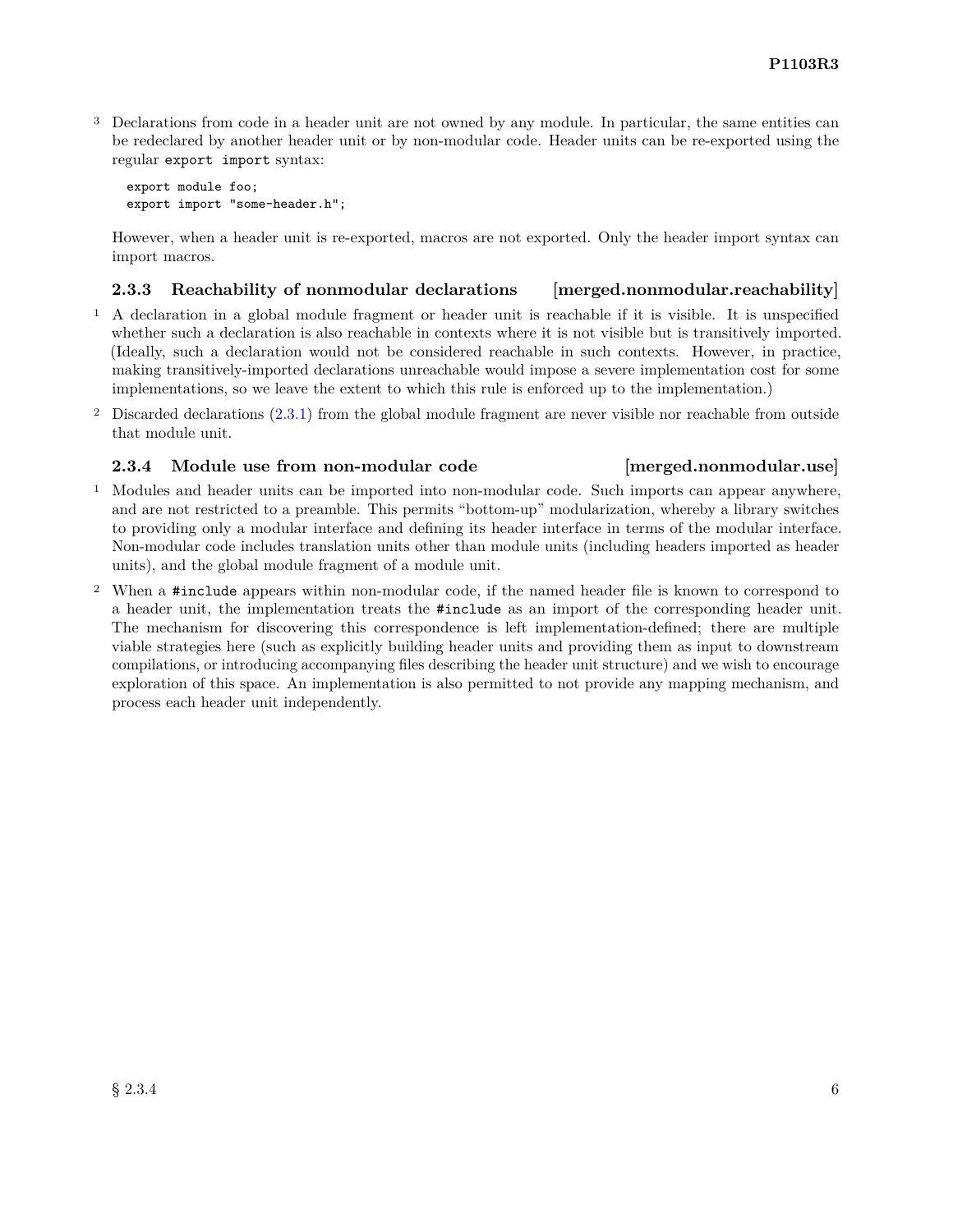[3] Declarations from code in a header unit are not owned by any module. In particular, the same entities can be redeclared by another header unit or by non-modular code. Header units can be re-exported using the regular `export import` syntax:

```
export module foo;
export import "some-header.h";
```

However, when a header unit is re-exported, macros are not exported. Only the header import syntax can import macros.

### 2.3.3 Reachability of nonmodular declarations [merged.nonmodular.reachability]

[1] A declaration in a global module fragment or header unit is reachable if it is visible. It is unspecified whether such a declaration is also reachable in contexts where it is not visible but is transitively imported. (Ideally, such a declaration would not be considered reachable in such contexts. However, in practice, making transitively-imported declarations unreachable would impose a severe implementation cost for some implementations, so we leave the extent to which this rule is enforced up to the implementation.)

[2] Discarded declarations (2.3.1) from the global module fragment are never visible nor reachable from outside that module unit.

### 2.3.4 Module use from non-modular code [merged.nonmodular.use]

[1] Modules and header units can be imported into non-modular code. Such imports can appear anywhere, and are not restricted to a preamble. This permits "bottom-up" modularization, whereby a library switches to providing only a modular interface and defining its header interface in terms of the modular interface. Non-modular code includes translation units other than module units (including headers imported as header units), and the global module fragment of a module unit.

[2] When a `#include` appears within non-modular code, if the named header file is known to correspond to a header unit, the implementation treats the `#include` as an import of the corresponding header unit. The mechanism for discovering this correspondence is left implementation-defined; there are multiple viable strategies here (such as explicitly building header units and providing them as input to downstream compilations, or introducing accompanying files describing the header unit structure) and we wish to encourage exploration of this space. An implementation is also permitted to not provide any mapping mechanism, and process each header unit independently.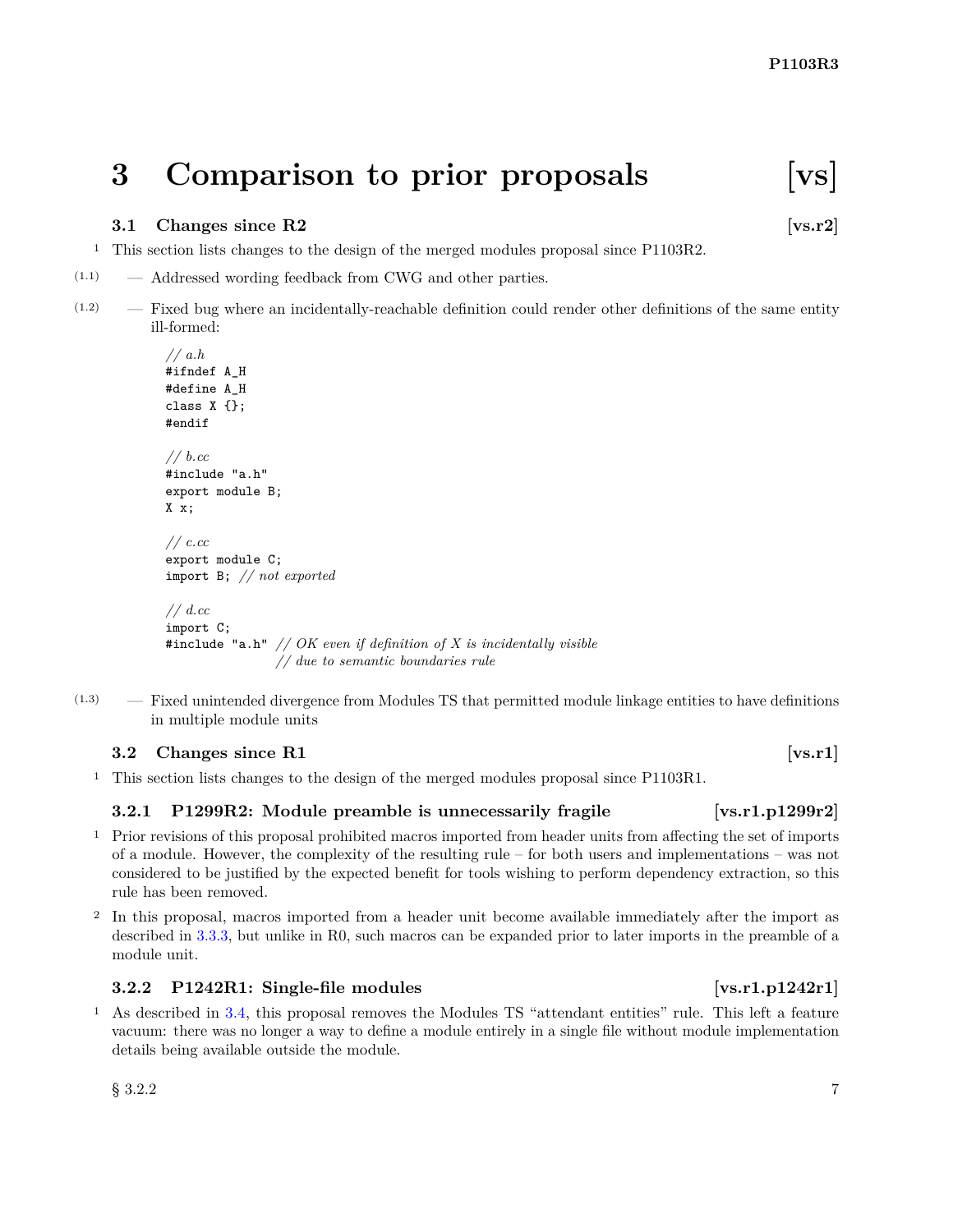# 3 Comparison to prior proposals [vs]

## 3.1 Changes since R2 [vs.r2]

1 This section lists changes to the design of the merged modules proposal since P1103R2.

(1.1) — Addressed wording feedback from CWG and other parties.

(1.2) — Fixed bug where an incidentally-reachable definition could render other definitions of the same entity ill-formed:

```
// a.h
#ifndef A_H
#define A_H
class X {};
#endif

// b.cc
#include "a.h"
export module B;
X x;

// c.cc
export module C;
import B; // not exported

// d.cc
import C;
#include "a.h" // OK even if definition of X is incidentally visible
               // due to semantic boundaries rule
```

(1.3) — Fixed unintended divergence from Modules TS that permitted module linkage entities to have definitions in multiple module units

## 3.2 Changes since R1 [vs.r1]

1 This section lists changes to the design of the merged modules proposal since P1103R1.

### 3.2.1 P1299R2: Module preamble is unnecessarily fragile [vs.r1.p1299r2]

1 Prior revisions of this proposal prohibited macros imported from header units from affecting the set of imports of a module. However, the complexity of the resulting rule – for both users and implementations – was not considered to be justified by the expected benefit for tools wishing to perform dependency extraction, so this rule has been removed.

2 In this proposal, macros imported from a header unit become available immediately after the import as described in 3.3.3, but unlike in R0, such macros can be expanded prior to later imports in the preamble of a module unit.

### 3.2.2 P1242R1: Single-file modules [vs.r1.p1242r1]

1 As described in 3.4, this proposal removes the Modules TS "attendant entities" rule. This left a feature vacuum: there was no longer a way to define a module entirely in a single file without module implementation details being available outside the module.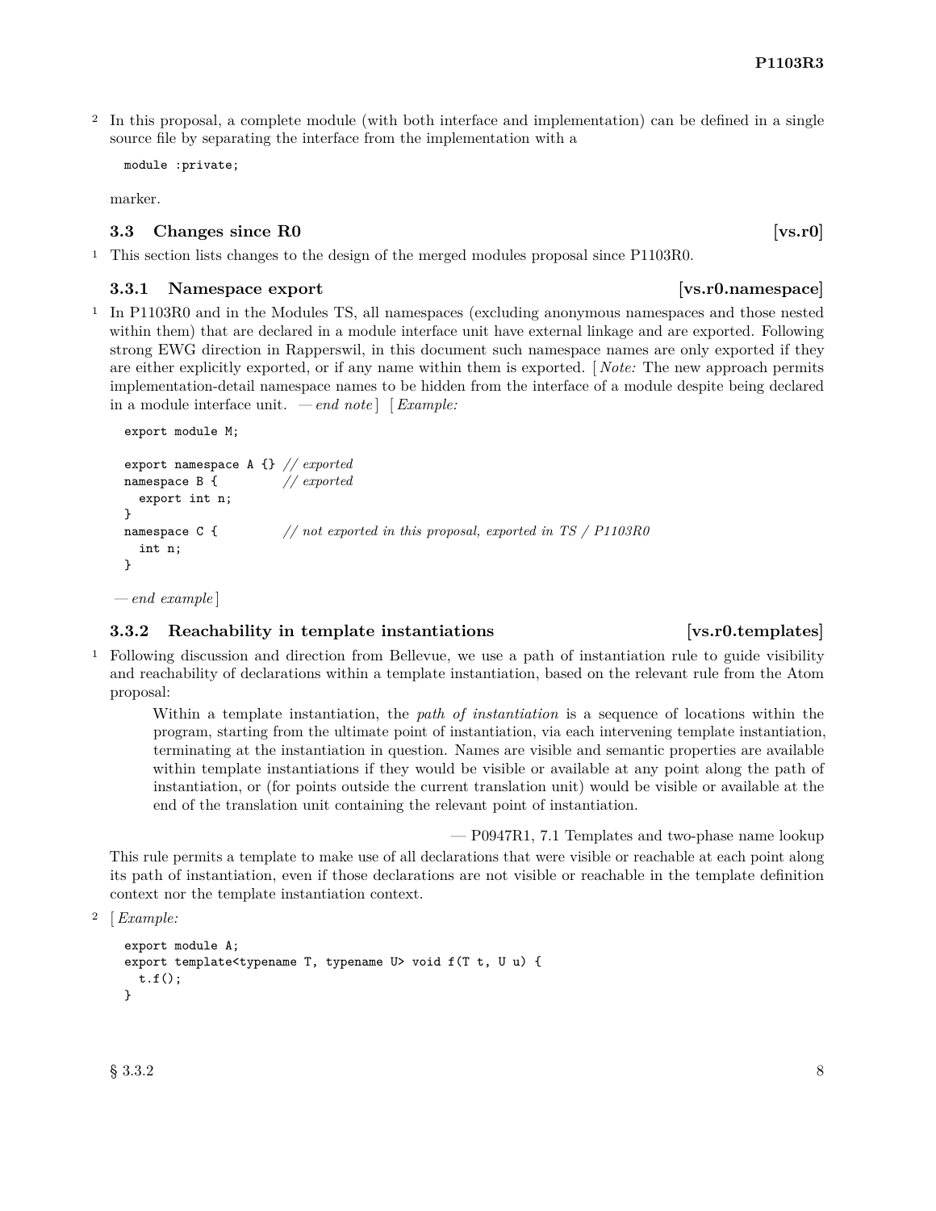2 In this proposal, a complete module (with both interface and implementation) can be defined in a single source file by separating the interface from the implementation with a

```
module :private;
```

marker.

### 3.3 Changes since R0 [vs.r0]

1 This section lists changes to the design of the merged modules proposal since P1103R0.

#### 3.3.1 Namespace export [vs.r0.namespace]

1 In P1103R0 and in the Modules TS, all namespaces (excluding anonymous namespaces and those nested within them) that are declared in a module interface unit have external linkage and are exported. Following strong EWG direction in Rapperswil, in this document such namespace names are only exported if they are either explicitly exported, or if any name within them is exported. [ *Note:* The new approach permits implementation-detail namespace names to be hidden from the interface of a module despite being declared in a module interface unit. *— end note* ] [ *Example:*

```
export module M;

export namespace A {} // exported
namespace B {         // exported
  export int n;
}
namespace C {         // not exported in this proposal, exported in TS / P1103R0
  int n;
}
```

*— end example* ]

#### 3.3.2 Reachability in template instantiations [vs.r0.templates]

1 Following discussion and direction from Bellevue, we use a path of instantiation rule to guide visibility and reachability of declarations within a template instantiation, based on the relevant rule from the Atom proposal:

> Within a template instantiation, the *path of instantiation* is a sequence of locations within the program, starting from the ultimate point of instantiation, via each intervening template instantiation, terminating at the instantiation in question. Names are visible and semantic properties are available within template instantiations if they would be visible or available at any point along the path of instantiation, or (for points outside the current translation unit) would be visible or available at the end of the translation unit containing the relevant point of instantiation.
>
> — P0947R1, 7.1 Templates and two-phase name lookup

This rule permits a template to make use of all declarations that were visible or reachable at each point along its path of instantiation, even if those declarations are not visible or reachable in the template definition context nor the template instantiation context.

2 [ *Example:*

```
export module A;
export template<typename T, typename U> void f(T t, U u) {
  t.f();
}
```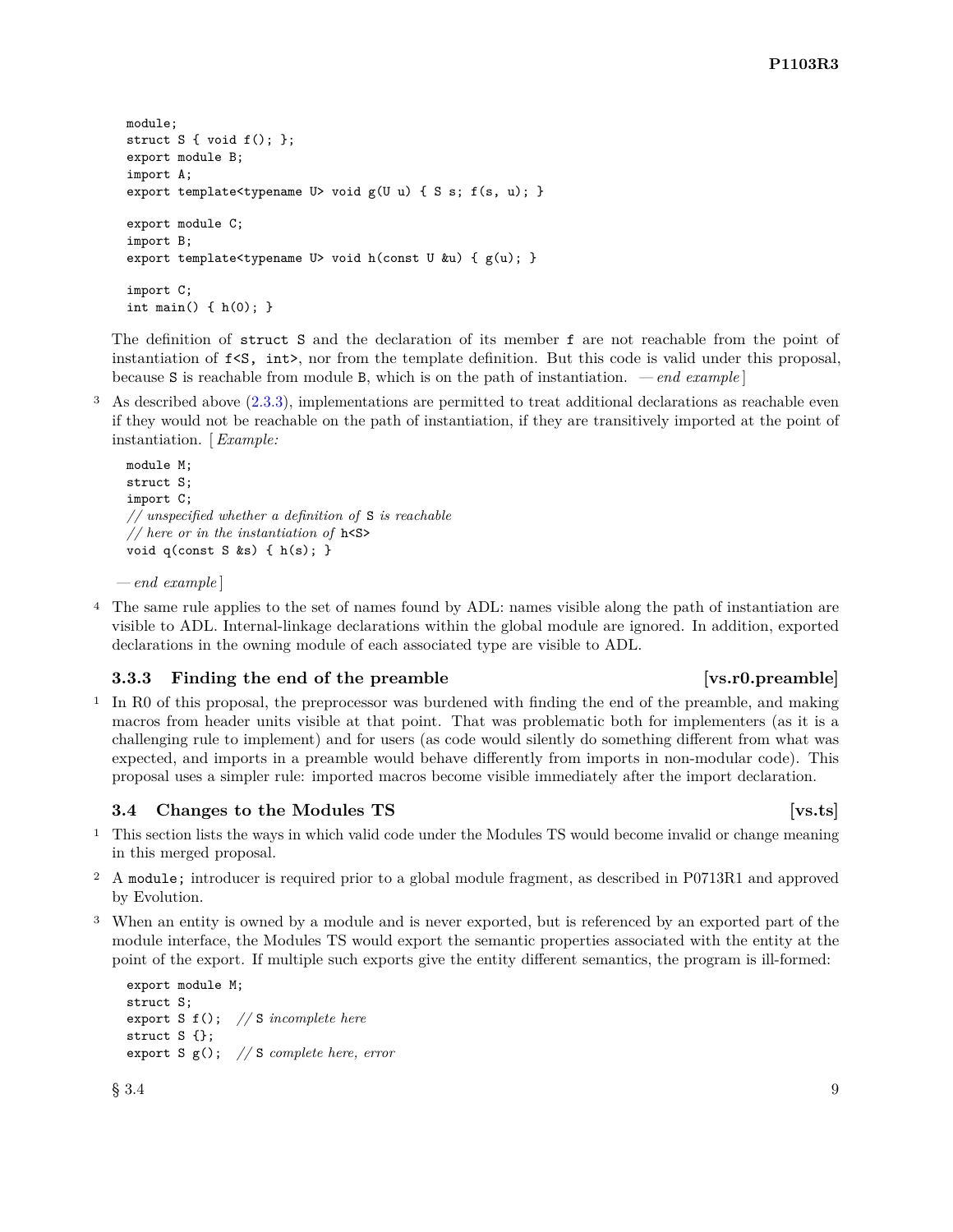```
module;
struct S { void f(); };
export module B;
import A;
export template<typename U> void g(U u) { S s; f(s, u); }

export module C;
import B;
export template<typename U> void h(const U &u) { g(u); }

import C;
int main() { h(0); }
```

The definition of `struct S` and the declaration of its member `f` are not reachable from the point of instantiation of `f<S, int>`, nor from the template definition. But this code is valid under this proposal, because `S` is reachable from module `B`, which is on the path of instantiation. *— end example*]

3 As described above (2.3.3), implementations are permitted to treat additional declarations as reachable even if they would not be reachable on the path of instantiation, if they are transitively imported at the point of instantiation. [ *Example:*

```
module M;
struct S;
import C;
// unspecified whether a definition of S is reachable
// here or in the instantiation of h<S>
void q(const S &s) { h(s); }
```

*— end example*]

4 The same rule applies to the set of names found by ADL: names visible along the path of instantiation are visible to ADL. Internal-linkage declarations within the global module are ignored. In addition, exported declarations in the owning module of each associated type are visible to ADL.

### 3.3.3 Finding the end of the preamble [vs.r0.preamble]

1 In R0 of this proposal, the preprocessor was burdened with finding the end of the preamble, and making macros from header units visible at that point. That was problematic both for implementers (as it is a challenging rule to implement) and for users (as code would silently do something different from what was expected, and imports in a preamble would behave differently from imports in non-modular code). This proposal uses a simpler rule: imported macros become visible immediately after the import declaration.

## 3.4 Changes to the Modules TS [vs.ts]

1 This section lists the ways in which valid code under the Modules TS would become invalid or change meaning in this merged proposal.

2 A `module;` introducer is required prior to a global module fragment, as described in P0713R1 and approved by Evolution.

3 When an entity is owned by a module and is never exported, but is referenced by an exported part of the module interface, the Modules TS would export the semantic properties associated with the entity at the point of the export. If multiple such exports give the entity different semantics, the program is ill-formed:

```
export module M;
struct S;
export S f();  // S incomplete here
struct S {};
export S g();  // S complete here, error
```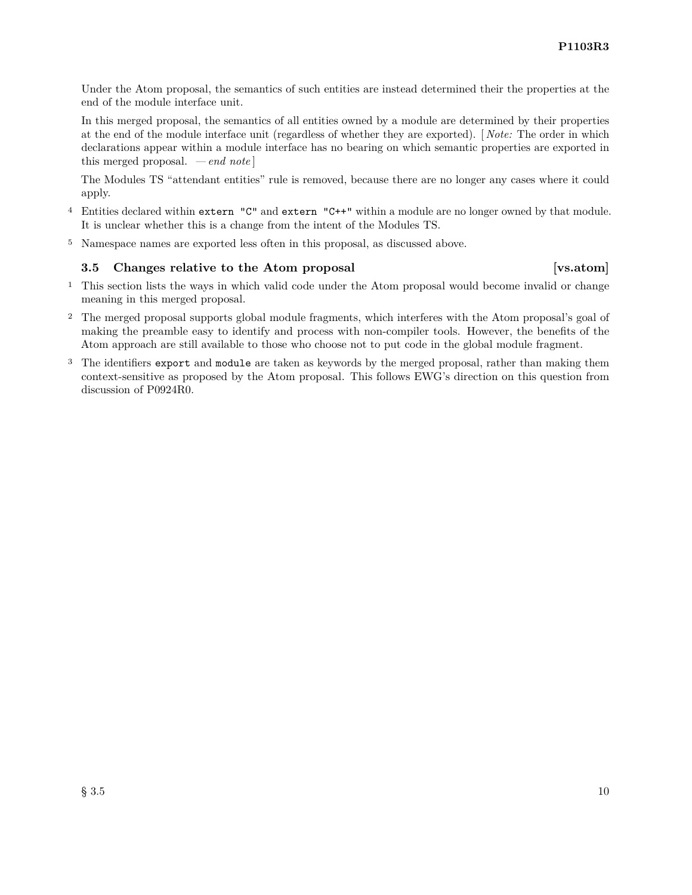Under the Atom proposal, the semantics of such entities are instead determined their the properties at the end of the module interface unit.

In this merged proposal, the semantics of all entities owned by a module are determined by their properties at the end of the module interface unit (regardless of whether they are exported). [ *Note:* The order in which declarations appear within a module interface has no bearing on which semantic properties are exported in this merged proposal. — *end note* ]

The Modules TS "attendant entities" rule is removed, because there are no longer any cases where it could apply.

4 Entities declared within `extern "C"` and `extern "C++"` within a module are no longer owned by that module. It is unclear whether this is a change from the intent of the Modules TS.

5 Namespace names are exported less often in this proposal, as discussed above.

### 3.5 Changes relative to the Atom proposal [vs.atom]

1 This section lists the ways in which valid code under the Atom proposal would become invalid or change meaning in this merged proposal.

2 The merged proposal supports global module fragments, which interferes with the Atom proposal's goal of making the preamble easy to identify and process with non-compiler tools. However, the benefits of the Atom approach are still available to those who choose not to put code in the global module fragment.

3 The identifiers `export` and `module` are taken as keywords by the merged proposal, rather than making them context-sensitive as proposed by the Atom proposal. This follows EWG's direction on this question from discussion of P0924R0.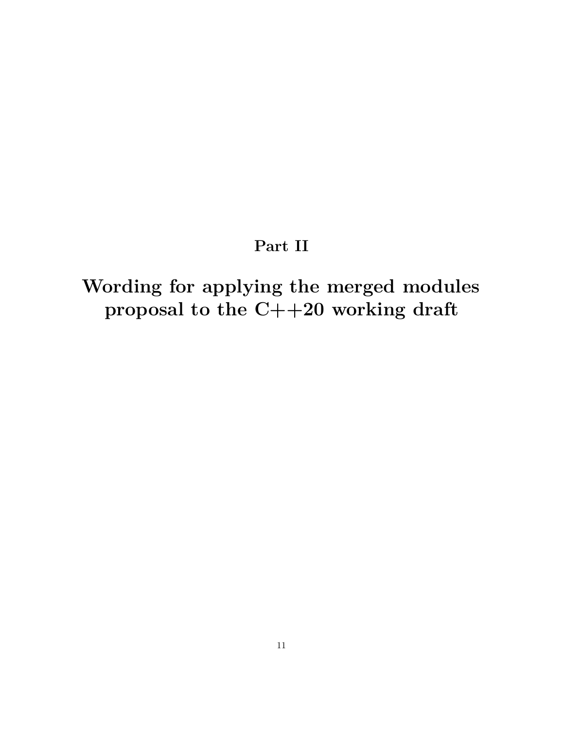# Part II

# Wording for applying the merged modules proposal to the C++20 working draft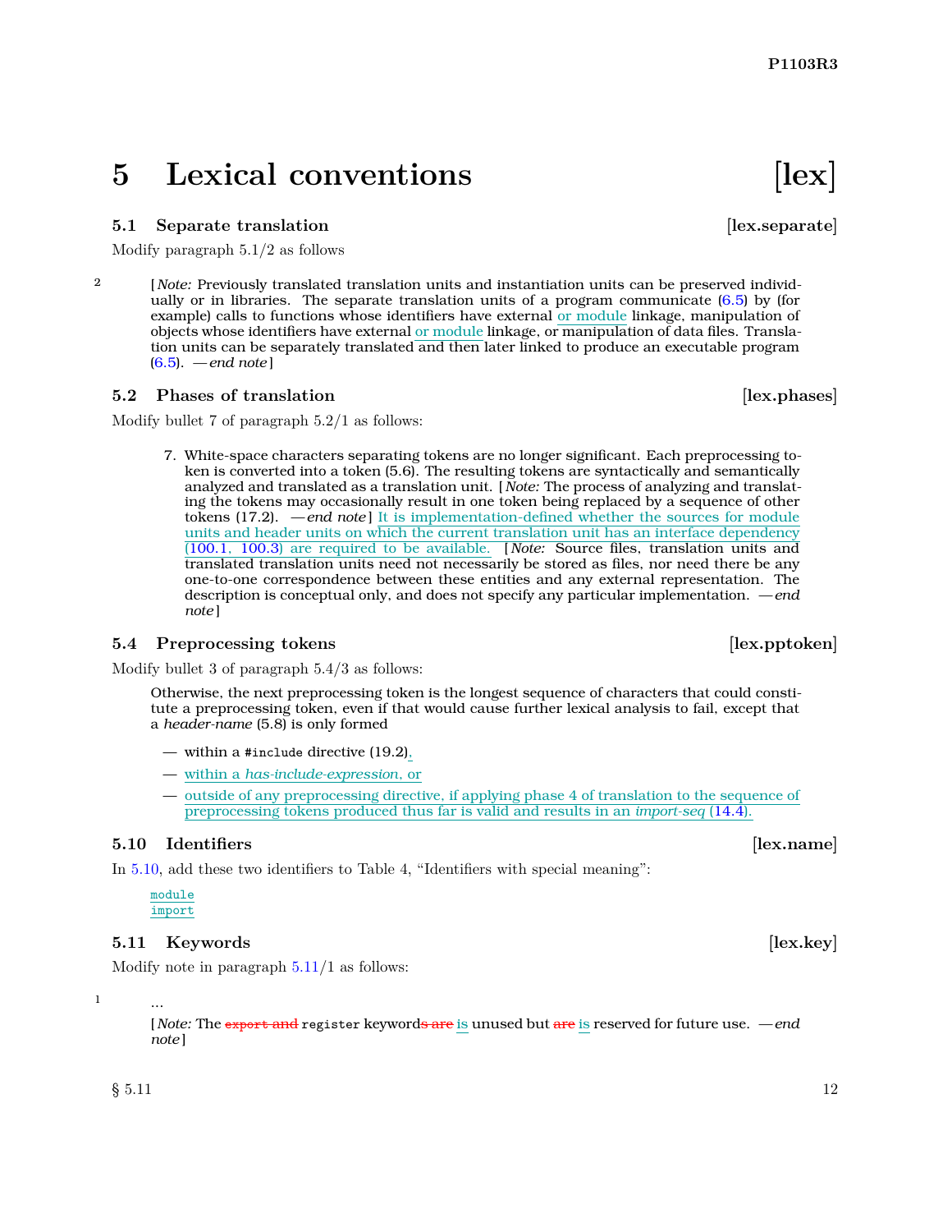# 5 Lexical conventions [lex]

## 5.1 Separate translation [lex.separate]

Modify paragraph 5.1/2 as follows

2 [ *Note:* Previously translated translation units and instantiation units can be preserved individually or in libraries. The separate translation units of a program communicate (6.5) by (for example) calls to functions whose identifiers have external or module linkage, manipulation of objects whose identifiers have external or module linkage, or manipulation of data files. Translation units can be separately translated and then later linked to produce an executable program (6.5). *— end note* ]

## 5.2 Phases of translation [lex.phases]

Modify bullet 7 of paragraph 5.2/1 as follows:

7. White-space characters separating tokens are no longer significant. Each preprocessing token is converted into a token (5.6). The resulting tokens are syntactically and semantically analyzed and translated as a translation unit. [ *Note:* The process of analyzing and translating the tokens may occasionally result in one token being replaced by a sequence of other tokens (17.2). *— end note* ] It is implementation-defined whether the sources for module units and header units on which the current translation unit has an interface dependency (100.1, 100.3) are required to be available. [ *Note:* Source files, translation units and translated translation units need not necessarily be stored as files, nor need there be any one-to-one correspondence between these entities and any external representation. The description is conceptual only, and does not specify any particular implementation. *— end note* ]

## 5.4 Preprocessing tokens [lex.pptoken]

Modify bullet 3 of paragraph 5.4/3 as follows:

Otherwise, the next preprocessing token is the longest sequence of characters that could constitute a preprocessing token, even if that would cause further lexical analysis to fail, except that a *header-name* (5.8) is only formed

- within a `#include` directive (19.2),
- within a *has-include-expression*, or
- outside of any preprocessing directive, if applying phase 4 of translation to the sequence of preprocessing tokens produced thus far is valid and results in an *import-seq* (14.4).

## 5.10 Identifiers [lex.name]

In 5.10, add these two identifiers to Table 4, "Identifiers with special meaning":

`module`
`import`

## 5.11 Keywords [lex.key]

Modify note in paragraph 5.11/1 as follows:

1 ...

[ *Note:* The ~~`export` and~~ `register` keyword~~s are~~ is unused but ~~are~~ is reserved for future use. *— end note* ]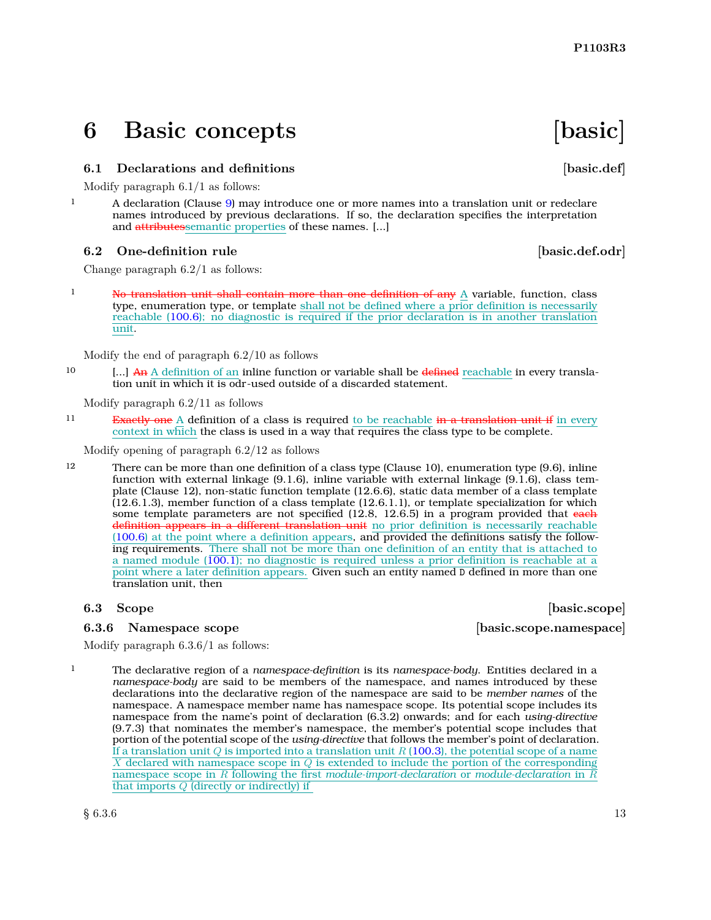# 6 Basic concepts [basic]

## 6.1 Declarations and definitions [basic.def]

Modify paragraph 6.1/1 as follows:

1 A declaration (Clause 9) may introduce one or more names into a translation unit or redeclare names introduced by previous declarations. If so, the declaration specifies the interpretation and ~~attributes~~semantic properties of these names. [...]

## 6.2 One-definition rule [basic.def.odr]

Change paragraph 6.2/1 as follows:

1 ~~No translation unit shall contain more than one definition of any~~ A variable, function, class type, enumeration type, or template shall not be defined where a prior definition is necessarily reachable (100.6); no diagnostic is required if the prior declaration is in another translation unit.

Modify the end of paragraph 6.2/10 as follows

10 [...] ~~An~~ A definition of an inline function or variable shall be ~~defined~~ reachable in every translation unit in which it is odr-used outside of a discarded statement.

Modify paragraph 6.2/11 as follows

11 ~~Exactly one~~ A definition of a class is required to be reachable ~~in a translation unit if~~ in every context in which the class is used in a way that requires the class type to be complete.

Modify opening of paragraph 6.2/12 as follows

12 There can be more than one definition of a class type (Clause 10), enumeration type (9.6), inline function with external linkage (9.1.6), inline variable with external linkage (9.1.6), class template (Clause 12), non-static function template (12.6.6), static data member of a class template (12.6.1.3), member function of a class template (12.6.1.1), or template specialization for which some template parameters are not specified (12.8, 12.6.5) in a program provided that ~~each definition appears in a different translation unit~~ no prior definition is necessarily reachable (100.6) at the point where a definition appears, and provided the definitions satisfy the following requirements. There shall not be more than one definition of an entity that is attached to a named module (100.1); no diagnostic is required unless a prior definition is reachable at a point where a later definition appears. Given such an entity named `D` defined in more than one translation unit, then

## 6.3 Scope [basic.scope]

### 6.3.6 Namespace scope [basic.scope.namespace]

Modify paragraph 6.3.6/1 as follows:

1 The declarative region of a *namespace-definition* is its *namespace-body*. Entities declared in a *namespace-body* are said to be members of the namespace, and names introduced by these declarations into the declarative region of the namespace are said to be *member names* of the namespace. A namespace member name has namespace scope. Its potential scope includes its namespace from the name's point of declaration (6.3.2) onwards; and for each *using-directive* (9.7.3) that nominates the member's namespace, the member's potential scope includes that portion of the potential scope of the *using-directive* that follows the member's point of declaration. If a translation unit $Q$ is imported into a translation unit $R$ (100.3), the potential scope of a name $X$ declared with namespace scope in $Q$ is extended to include the portion of the corresponding namespace scope in $R$ following the first *module-import-declaration* or *module-declaration* in $R$ that imports $Q$ (directly or indirectly) if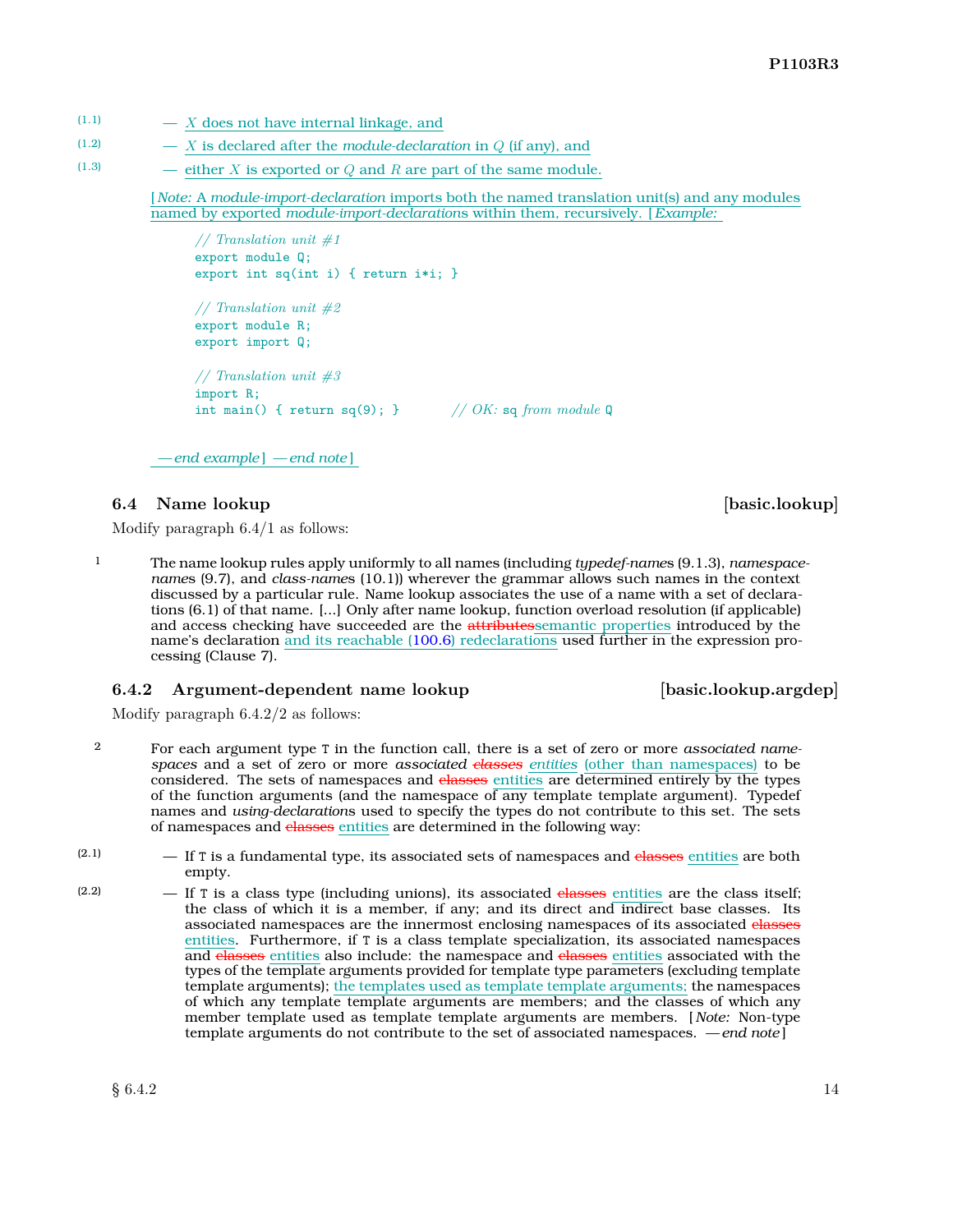(1.1) — $X$ does not have internal linkage, and

(1.2) — $X$ is declared after the *module-declaration* in $Q$ (if any), and

(1.3) — either $X$ is exported or $Q$ and $R$ are part of the same module.

[*Note:* A *module-import-declaration* imports both the named translation unit(s) and any modules named by exported *module-import-declarations* within them, recursively. [*Example:*

```
// Translation unit #1
export module Q;
export int sq(int i) { return i*i; }

// Translation unit #2
export module R;
export import Q;

// Translation unit #3
import R;
int main() { return sq(9); }         // OK: sq from module Q
```

*— end example*] *— end note*]

### 6.4 Name lookup [basic.lookup]

Modify paragraph 6.4/1 as follows:

1 The name lookup rules apply uniformly to all names (including *typedef-names* (9.1.3), *namespace-names* (9.7), and *class-names* (10.1)) wherever the grammar allows such names in the context discussed by a particular rule. Name lookup associates the use of a name with a set of declarations (6.1) of that name. [...] Only after name lookup, function overload resolution (if applicable) and access checking have succeeded are the ~~attributes~~semantic properties introduced by the name's declaration and its reachable (100.6) redeclarations used further in the expression processing (Clause 7).

### 6.4.2 Argument-dependent name lookup [basic.lookup.argdep]

Modify paragraph 6.4.2/2 as follows:

2 For each argument type T in the function call, there is a set of zero or more *associated namespaces* and a set of zero or more *associated* ~~*classes*~~ *entities* (other than namespaces) to be considered. The sets of namespaces and ~~classes~~ entities are determined entirely by the types of the function arguments (and the namespace of any template template argument). Typedef names and *using-declarations* used to specify the types do not contribute to this set. The sets of namespaces and ~~classes~~ entities are determined in the following way:

(2.1) — If T is a fundamental type, its associated sets of namespaces and ~~classes~~ entities are both empty.

(2.2) — If T is a class type (including unions), its associated ~~classes~~ entities are the class itself; the class of which it is a member, if any; and its direct and indirect base classes. Its associated namespaces are the innermost enclosing namespaces of its associated ~~classes~~ entities. Furthermore, if T is a class template specialization, its associated namespaces and ~~classes~~ entities also include: the namespace and ~~classes~~ entities associated with the types of the template arguments provided for template type parameters (excluding template template arguments); the templates used as template template arguments; the namespaces of which any template template arguments are members; and the classes of which any member template used as template template arguments are members. [*Note:* Non-type template arguments do not contribute to the set of associated namespaces. *— end note*]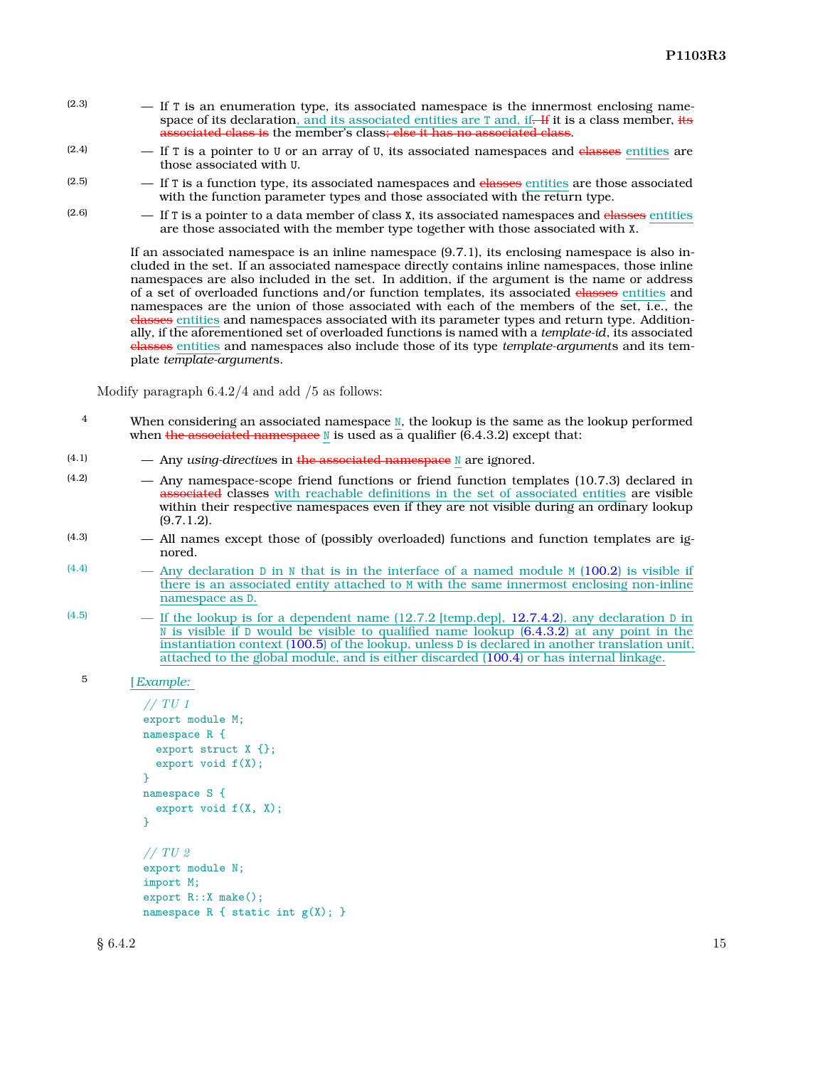(2.3) — If `T` is an enumeration type, its associated namespace is the innermost enclosing namespace of its declaration, and its associated entities are `T` and, if ~~. If~~ it is a class member, ~~its associated class is~~ the member's class~~; else it has no associated class~~.

(2.4) — If `T` is a pointer to `U` or an array of `U`, its associated namespaces and ~~classes~~ entities are those associated with `U`.

(2.5) — If `T` is a function type, its associated namespaces and ~~classes~~ entities are those associated with the function parameter types and those associated with the return type.

(2.6) — If `T` is a pointer to a data member of class `X`, its associated namespaces and ~~classes~~ entities are those associated with the member type together with those associated with `X`.

If an associated namespace is an inline namespace (9.7.1), its enclosing namespace is also included in the set. If an associated namespace directly contains inline namespaces, those inline namespaces are also included in the set. In addition, if the argument is the name or address of a set of overloaded functions and/or function templates, its associated ~~classes~~ entities and namespaces are the union of those associated with each of the members of the set, i.e., the ~~classes~~ entities and namespaces associated with its parameter types and return type. Additionally, if the aforementioned set of overloaded functions is named with a *template-id*, its associated ~~classes~~ entities and namespaces also include those of its type *template-argument*s and its template *template-argument*s.

Modify paragraph 6.4.2/4 and add /5 as follows:

4 When considering an associated namespace `N`, the lookup is the same as the lookup performed when ~~the associated namespace~~ `N` is used as a qualifier (6.4.3.2) except that:

(4.1) — Any *using-directive*s in ~~the associated namespace~~ `N` are ignored.

(4.2) — Any namespace-scope friend functions or friend function templates (10.7.3) declared in ~~associated~~ classes with reachable definitions in the set of associated entities are visible within their respective namespaces even if they are not visible during an ordinary lookup (9.7.1.2).

(4.3) — All names except those of (possibly overloaded) functions and function templates are ignored.

(4.4) — Any declaration `D` in `N` that is in the interface of a named module `M` (100.2) is visible if there is an associated entity attached to `M` with the same innermost enclosing non-inline namespace as `D`.

(4.5) — If the lookup is for a dependent name (12.7.2 [temp.dep], 12.7.4.2), any declaration `D` in `N` is visible if `D` would be visible to qualified name lookup (6.4.3.2) at any point in the instantiation context (100.5) of the lookup, unless `D` is declared in another translation unit, attached to the global module, and is either discarded (100.4) or has internal linkage.

5 [*Example:*

```
// TU 1
export module M;
namespace R {
  export struct X {};
  export void f(X);
}
namespace S {
  export void f(X, X);
}

// TU 2
export module N;
import M;
export R::X make();
namespace R { static int g(X); }
```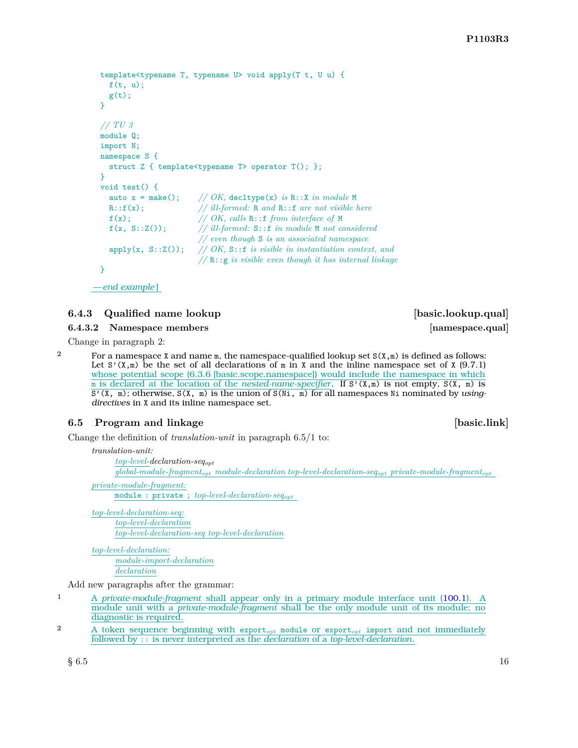```
template<typename T, typename U> void apply(T t, U u) {
  f(t, u);
  g(t);
}

// TU 3
module Q;
import N;
namespace S {
  struct Z { template<typename T> operator T(); };
}
void test() {
  auto x = make();     // OK, decltype(x) is R::X in module M
  R::f(x);             // ill-formed: R and R::f are not visible here
  f(x);                // OK, calls R::f from interface of M
  f(x, S::Z());        // ill-formed: S::f in module M not considered
                       // even though S is an associated namespace
  apply(x, S::Z());    // OK, S::f is visible in instantiation context, and
                       // R::g is visible even though it has internal linkage
}
```

*— end example*]

### 6.4.3 Qualified name lookup [basic.lookup.qual]

#### 6.4.3.2 Namespace members [namespace.qual]

Change in paragraph 2:

2 For a namespace `X` and name `m`, the namespace-qualified lookup set `S(X,m)` is defined as follows: Let `S'(X,m)` be the set of all declarations of `m` in `X` and the inline namespace set of `X` (9.7.1) whose potential scope (6.3.6 [basic.scope.namespace]) would include the namespace in which `m` is declared at the location of the *nested-name-specifier*. If `S'(X,m)` is not empty, `S(X, m)` is `S'(X, m)`; otherwise, `S(X, m)` is the union of `S(Ni, m)` for all namespaces `Ni` nominated by *using-directives* in `X` and its inline namespace set.

## 6.5 Program and linkage [basic.link]

Change the definition of *translation-unit* in paragraph 6.5/1 to:

*translation-unit:*
  *top-level-declaration-seq$_{opt}$*
  *global-module-fragment$_{opt}$ module-declaration top-level-declaration-seq$_{opt}$ private-module-fragment$_{opt}$*

*private-module-fragment:*
  `module : private ;` *top-level-declaration-seq$_{opt}$*

*top-level-declaration-seq:*
  *top-level-declaration*
  *top-level-declaration-seq top-level-declaration*

*top-level-declaration:*
  *module-import-declaration*
  *declaration*

Add new paragraphs after the grammar:

1 A *private-module-fragment* shall appear only in a primary module interface unit (100.1). A module unit with a *private-module-fragment* shall be the only module unit of its module; no diagnostic is required.

2 A token sequence beginning with `export`$_{opt}$ `module` or `export`$_{opt}$ `import` and not immediately followed by `::` is never interpreted as the *declaration* of a *top-level-declaration*.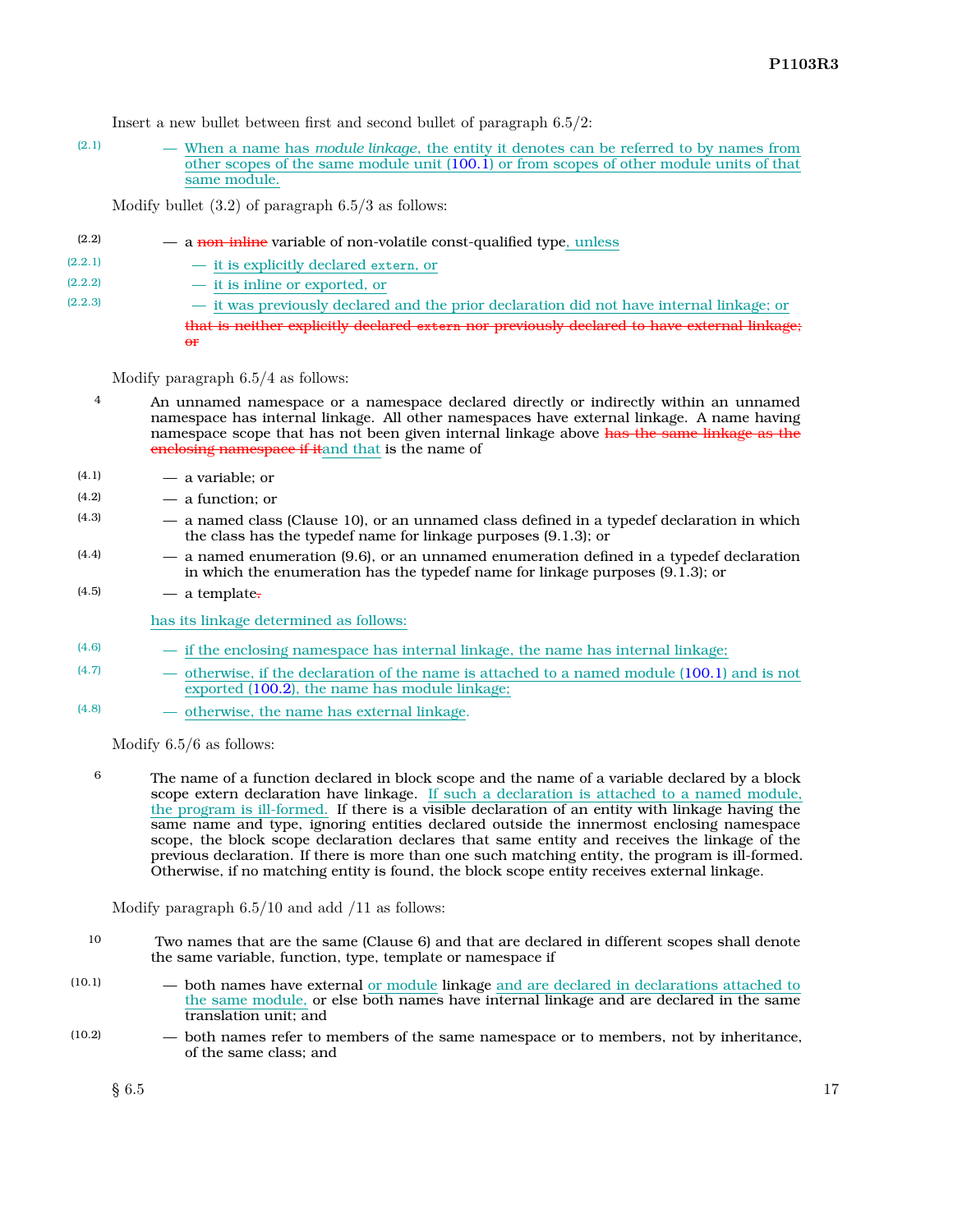Insert a new bullet between first and second bullet of paragraph 6.5/2:

(2.1) — When a name has *module linkage*, the entity it denotes can be referred to by names from other scopes of the same module unit (100.1) or from scopes of other module units of that same module.

Modify bullet (3.2) of paragraph 6.5/3 as follows:

(2.2) — a ~~non-inline~~ variable of non-volatile const-qualified type, unless

(2.2.1) — it is explicitly declared `extern`, or

(2.2.2) — it is inline or exported, or

(2.2.3) — it was previously declared and the prior declaration did not have internal linkage; or

~~that is neither explicitly declared `extern` nor previously declared to have external linkage; or~~

Modify paragraph 6.5/4 as follows:

4 An unnamed namespace or a namespace declared directly or indirectly within an unnamed namespace has internal linkage. All other namespaces have external linkage. A name having namespace scope that has not been given internal linkage above ~~has the same linkage as the enclosing namespace if it~~and that is the name of

(4.1) — a variable; or

(4.2) — a function; or

(4.3) — a named class (Clause 10), or an unnamed class defined in a typedef declaration in which the class has the typedef name for linkage purposes (9.1.3); or

(4.4) — a named enumeration (9.6), or an unnamed enumeration defined in a typedef declaration in which the enumeration has the typedef name for linkage purposes (9.1.3); or

(4.5) — a template~~.~~

has its linkage determined as follows:

(4.6) — if the enclosing namespace has internal linkage, the name has internal linkage;

(4.7) — otherwise, if the declaration of the name is attached to a named module (100.1) and is not exported (100.2), the name has module linkage;

(4.8) — otherwise, the name has external linkage.

Modify 6.5/6 as follows:

6 The name of a function declared in block scope and the name of a variable declared by a block scope extern declaration have linkage. If such a declaration is attached to a named module, the program is ill-formed. If there is a visible declaration of an entity with linkage having the same name and type, ignoring entities declared outside the innermost enclosing namespace scope, the block scope declaration declares that same entity and receives the linkage of the previous declaration. If there is more than one such matching entity, the program is ill-formed. Otherwise, if no matching entity is found, the block scope entity receives external linkage.

Modify paragraph 6.5/10 and add /11 as follows:

10 Two names that are the same (Clause 6) and that are declared in different scopes shall denote the same variable, function, type, template or namespace if

(10.1) — both names have external or module linkage and are declared in declarations attached to the same module, or else both names have internal linkage and are declared in the same translation unit; and

(10.2) — both names refer to members of the same namespace or to members, not by inheritance, of the same class; and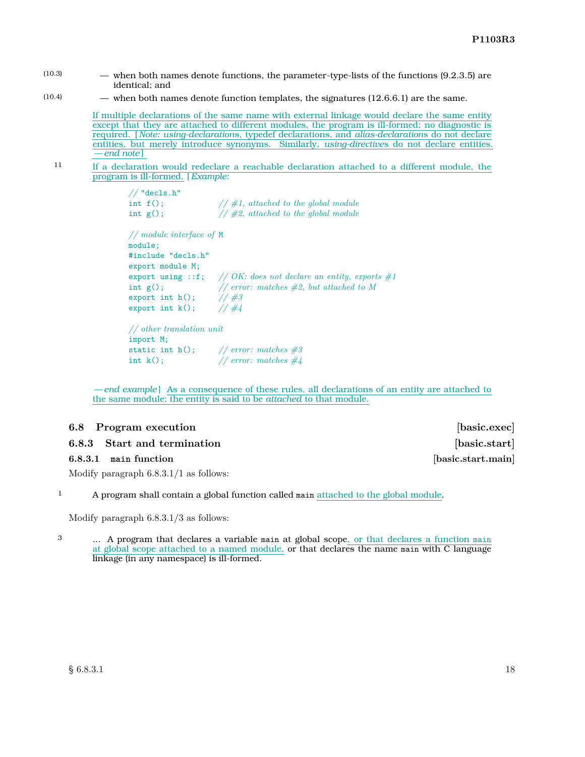(10.3) — when both names denote functions, the parameter-type-lists of the functions (9.2.3.5) are identical; and

(10.4) — when both names denote function templates, the signatures (12.6.6.1) are the same.

If multiple declarations of the same name with external linkage would declare the same entity except that they are attached to different modules, the program is ill-formed; no diagnostic is required. [*Note: using-declarations*, typedef declarations, and *alias-declarations* do not declare entities, but merely introduce synonyms. Similarly, *using-directives* do not declare entities. *— end note*]

11 If a declaration would redeclare a reachable declaration attached to a different module, the program is ill-formed. [*Example:*

```
// "decls.h"
int f();              // #1, attached to the global module
int g();              // #2, attached to the global module

// module interface of M
module;
#include "decls.h"
export module M;
export using ::f;    // OK: does not declare an entity, exports #1
int g();              // error: matches #2, but attached to M
export int h();      // #3
export int k();      // #4

// other translation unit
import M;
static int h();      // error: matches #3
int k();              // error: matches #4
```

*— end example*] As a consequence of these rules, all declarations of an entity are attached to the same module; the entity is said to be *attached* to that module.

## 6.8 Program execution [basic.exec]

### 6.8.3 Start and termination [basic.start]

#### 6.8.3.1 `main` function [basic.start.main]

Modify paragraph 6.8.3.1/1 as follows:

1 A program shall contain a global function called `main` attached to the global module.

Modify paragraph 6.8.3.1/3 as follows:

3 ... A program that declares a variable `main` at global scope, or that declares a function `main` at global scope attached to a named module, or that declares the name `main` with C language linkage (in any namespace) is ill-formed.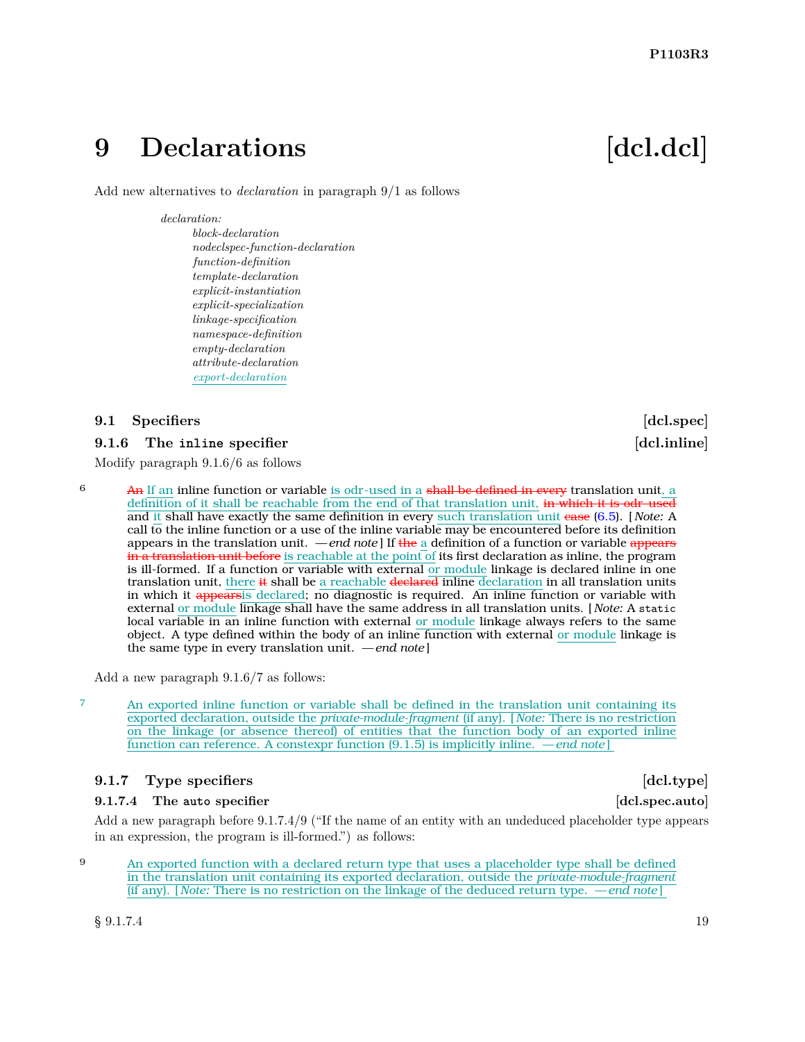# 9 Declarations [dcl.dcl]

Add new alternatives to *declaration* in paragraph 9/1 as follows

> *declaration:*
> 
> *block-declaration*
> *nodeclspec-function-declaration*
> *function-definition*
> *template-declaration*
> *explicit-instantiation*
> *explicit-specialization*
> *linkage-specification*
> *namespace-definition*
> *empty-declaration*
> *attribute-declaration*
> *export-declaration*

## 9.1 Specifiers [dcl.spec]

### 9.1.6 The `inline` specifier [dcl.inline]

Modify paragraph 9.1.6/6 as follows

6 ~~An~~ If an inline function or variable is odr-used in a ~~shall be defined in every~~ translation unit, a definition of it shall be reachable from the end of that translation unit, ~~in which it is odr-used~~ and it shall have exactly the same definition in every such translation unit ~~case~~ (6.5). [*Note:* A call to the inline function or a use of the inline variable may be encountered before its definition appears in the translation unit. —*end note*] If ~~the~~ a definition of a function or variable ~~appears in a translation unit before~~ is reachable at the point of its first declaration as inline, the program is ill-formed. If a function or variable with external or module linkage is declared inline in one translation unit, there ~~it~~ shall be a reachable ~~declared~~ inline declaration in all translation units in which it ~~appears~~is declared; no diagnostic is required. An inline function or variable with external or module linkage shall have the same address in all translation units. [*Note:* A `static` local variable in an inline function with external or module linkage always refers to the same object. A type defined within the body of an inline function with external or module linkage is the same type in every translation unit. —*end note*]

Add a new paragraph 9.1.6/7 as follows:

7 An exported inline function or variable shall be defined in the translation unit containing its exported declaration, outside the *private-module-fragment* (if any). [*Note:* There is no restriction on the linkage (or absence thereof) of entities that the function body of an exported inline function can reference. A constexpr function (9.1.5) is implicitly inline. —*end note*]

### 9.1.7 Type specifiers [dcl.type]

#### 9.1.7.4 The `auto` specifier [dcl.spec.auto]

Add a new paragraph before 9.1.7.4/9 ("If the name of an entity with an undeduced placeholder type appears in an expression, the program is ill-formed.") as follows:

9 An exported function with a declared return type that uses a placeholder type shall be defined in the translation unit containing its exported declaration, outside the *private-module-fragment* (if any). [*Note:* There is no restriction on the linkage of the deduced return type. —*end note*]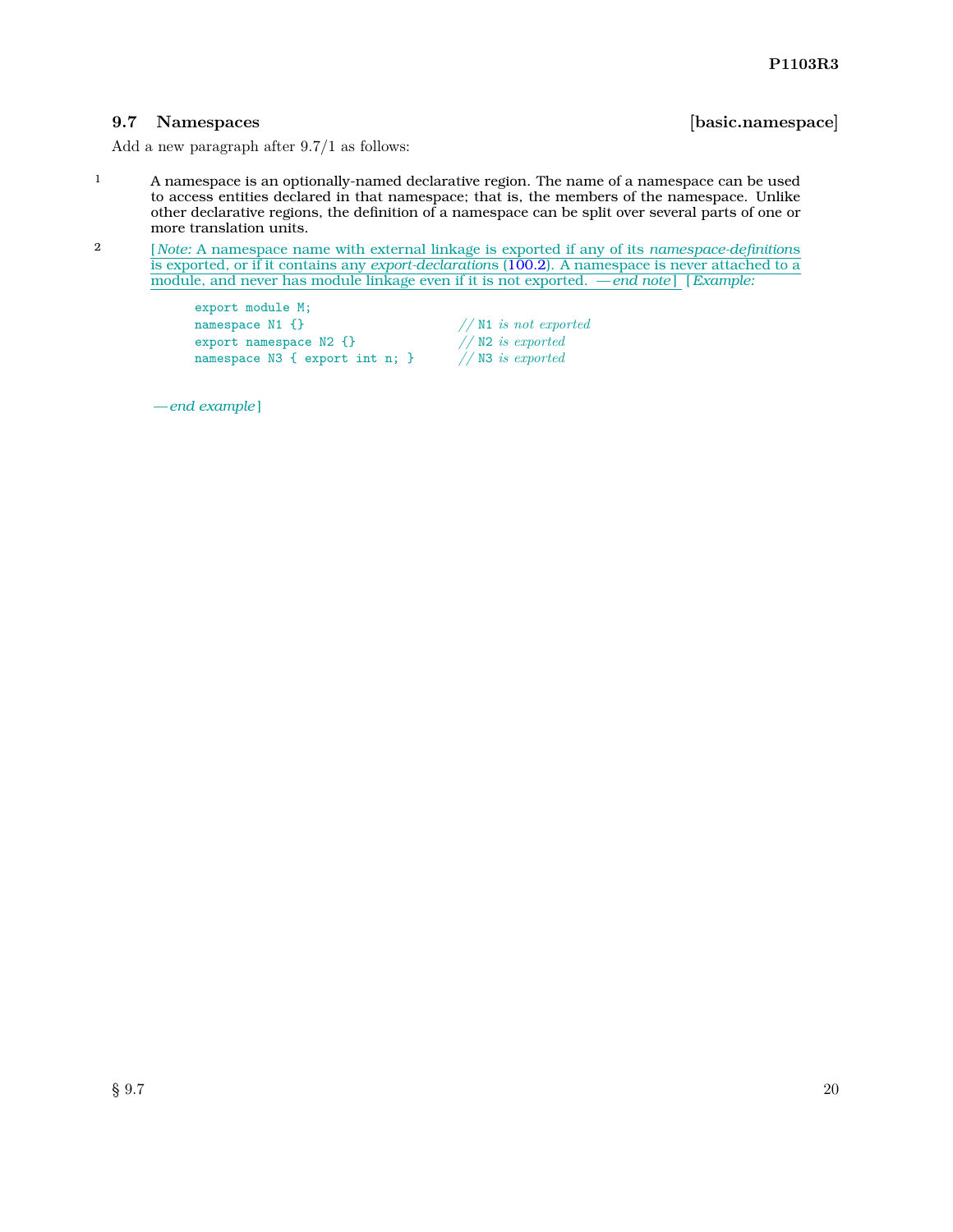### 9.7 Namespaces [basic.namespace]

Add a new paragraph after 9.7/1 as follows:

1 A namespace is an optionally-named declarative region. The name of a namespace can be used to access entities declared in that namespace; that is, the members of the namespace. Unlike other declarative regions, the definition of a namespace can be split over several parts of one or more translation units.

2 [*Note:* A namespace name with external linkage is exported if any of its *namespace-definitions* is exported, or if it contains any *export-declarations* (100.2). A namespace is never attached to a module, and never has module linkage even if it is not exported. —*end note*] [*Example:*

```
export module M;
namespace N1 {}                    // N1 is not exported
export namespace N2 {}             // N2 is exported
namespace N3 { export int n; }     // N3 is exported
```

—*end example*]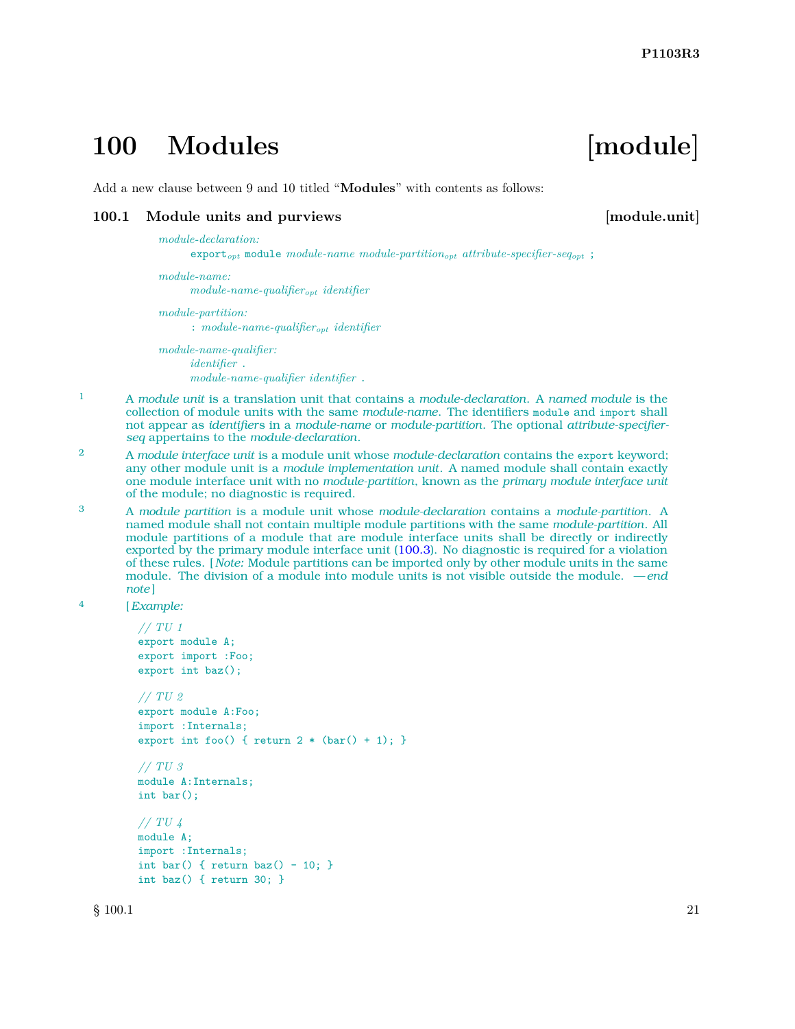# 100 Modules [module]

Add a new clause between 9 and 10 titled "**Modules**" with contents as follows:

## 100.1 Module units and purviews [module.unit]

*module-declaration:*
  `export`*opt* `module` *module-name module-partition*opt *attribute-specifier-seq*opt `;`

*module-name:*
  *module-name-qualifier*opt *identifier*

*module-partition:*
  `:` *module-name-qualifier*opt *identifier*

*module-name-qualifier:*
  *identifier* `.`
  *module-name-qualifier identifier* `.`

1 A *module unit* is a translation unit that contains a *module-declaration*. A *named module* is the collection of module units with the same *module-name*. The identifiers `module` and `import` shall not appear as *identifier*s in a *module-name* or *module-partition*. The optional *attribute-specifier-seq* appertains to the *module-declaration*.

2 A *module interface unit* is a module unit whose *module-declaration* contains the `export` keyword; any other module unit is a *module implementation unit*. A named module shall contain exactly one module interface unit with no *module-partition*, known as the *primary module interface unit* of the module; no diagnostic is required.

3 A *module partition* is a module unit whose *module-declaration* contains a *module-partition*. A named module shall not contain multiple module partitions with the same *module-partition*. All module partitions of a module that are module interface units shall be directly or indirectly exported by the primary module interface unit (100.3). No diagnostic is required for a violation of these rules. [*Note:* Module partitions can be imported only by other module units in the same module. The division of a module into module units is not visible outside the module. —*end note*]

4 [*Example:*

```
// TU 1
export module A;
export import :Foo;
export int baz();

// TU 2
export module A:Foo;
import :Internals;
export int foo() { return 2 * (bar() + 1); }

// TU 3
module A:Internals;
int bar();

// TU 4
module A;
import :Internals;
int bar() { return baz() - 10; }
int baz() { return 30; }
```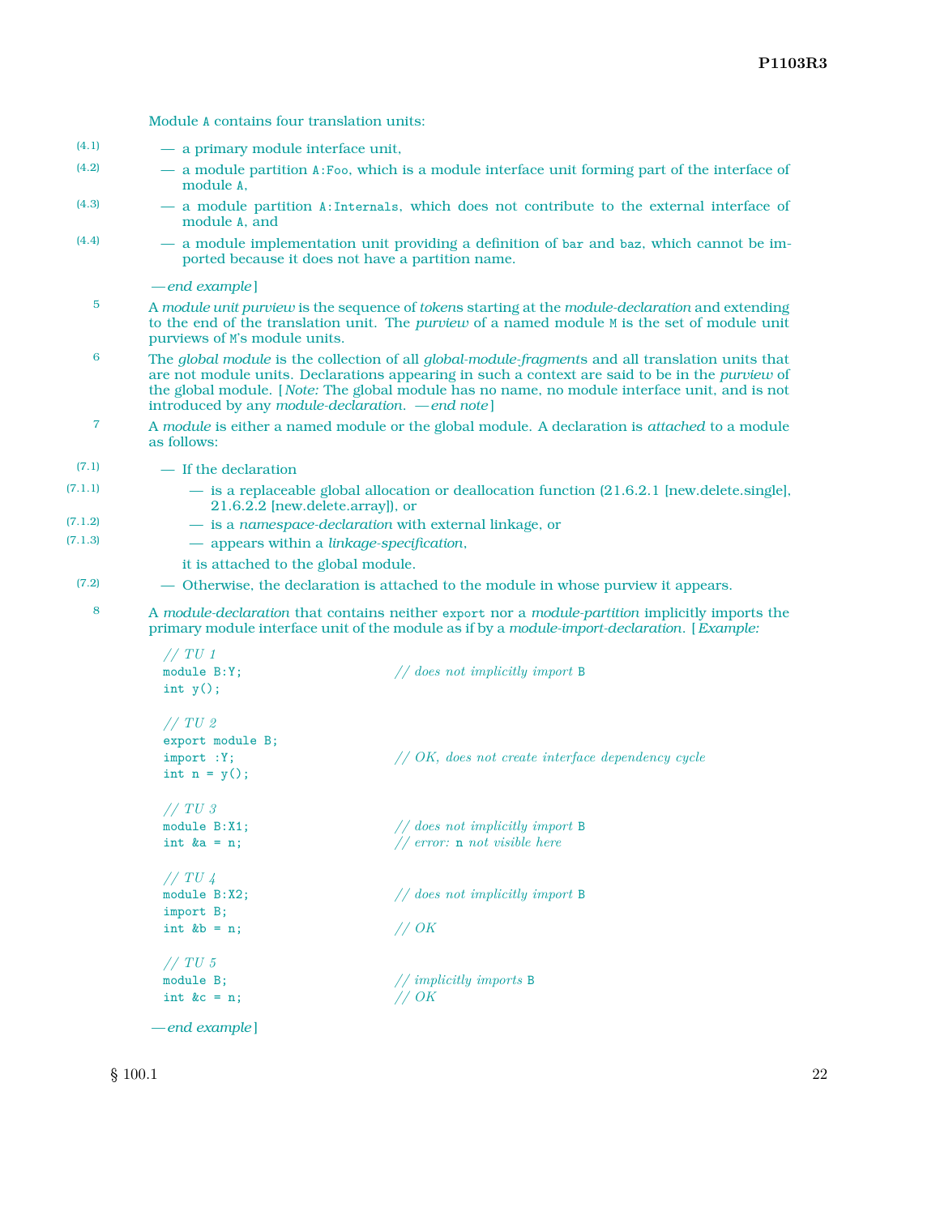Module `A` contains four translation units:

- (4.1) — a primary module interface unit,
- (4.2) — a module partition `A:Foo`, which is a module interface unit forming part of the interface of module `A`,
- (4.3) — a module partition `A:Internals`, which does not contribute to the external interface of module `A`, and
- (4.4) — a module implementation unit providing a definition of `bar` and `baz`, which cannot be imported because it does not have a partition name.

—*end example*]

5 A *module unit purview* is the sequence of *token*s starting at the *module-declaration* and extending to the end of the translation unit. The *purview* of a named module `M` is the set of module unit purviews of `M`'s module units.

6 The *global module* is the collection of all *global-module-fragment*s and all translation units that are not module units. Declarations appearing in such a context are said to be in the *purview* of the global module. [*Note:* The global module has no name, no module interface unit, and is not introduced by any *module-declaration*. —*end note*]

7 A *module* is either a named module or the global module. A declaration is *attached* to a module as follows:

- (7.1) — If the declaration
  - (7.1.1) — is a replaceable global allocation or deallocation function (21.6.2.1 [new.delete.single], 21.6.2.2 [new.delete.array]), or
  - (7.1.2) — is a *namespace-declaration* with external linkage, or
  - (7.1.3) — appears within a *linkage-specification*,

  it is attached to the global module.
- (7.2) — Otherwise, the declaration is attached to the module in whose purview it appears.

8 A *module-declaration* that contains neither `export` nor a *module-partition* implicitly imports the primary module interface unit of the module as if by a *module-import-declaration*. [*Example:*

```
// TU 1
module B:Y;                          // does not implicitly import B
int y();

// TU 2
export module B;
import :Y;                           // OK, does not create interface dependency cycle
int n = y();

// TU 3
module B:X1;                         // does not implicitly import B
int &a = n;                          // error: n not visible here

// TU 4
module B:X2;                         // does not implicitly import B
import B;
int &b = n;                          // OK

// TU 5
module B;                            // implicitly imports B
int &c = n;                          // OK
```

—*end example*]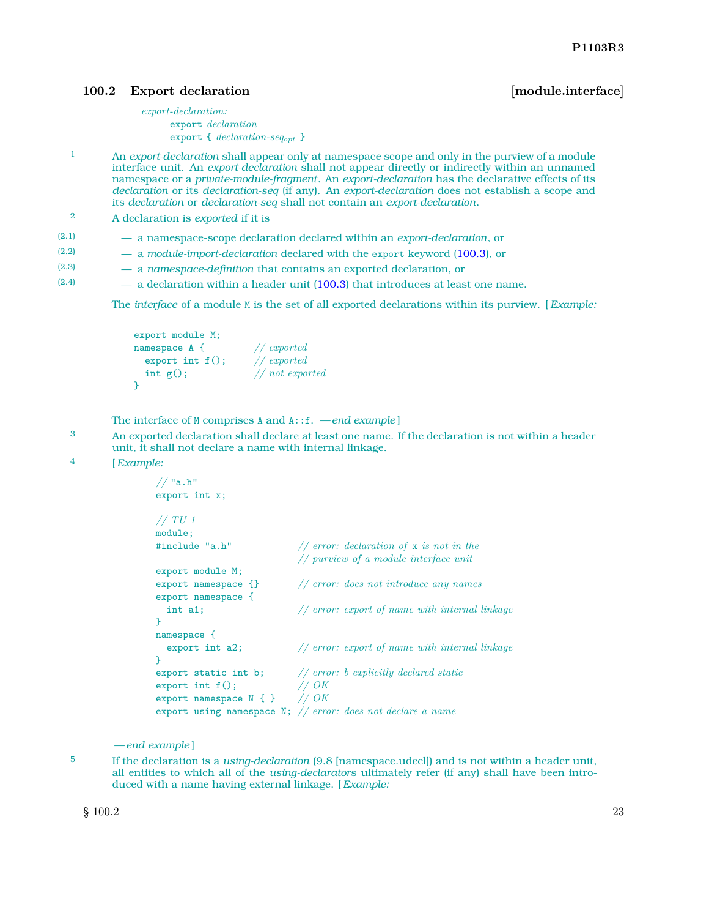## 100.2 Export declaration [module.interface]

*export-declaration:*
  `export` *declaration*
  `export {` *declaration-seq$_{opt}$* `}`

1 An *export-declaration* shall appear only at namespace scope and only in the purview of a module interface unit. An *export-declaration* shall not appear directly or indirectly within an unnamed namespace or a *private-module-fragment*. An *export-declaration* has the declarative effects of its *declaration* or its *declaration-seq* (if any). An *export-declaration* does not establish a scope and its *declaration* or *declaration-seq* shall not contain an *export-declaration*.

2 A declaration is *exported* if it is

(2.1) — a namespace-scope declaration declared within an *export-declaration*, or

(2.2) — a *module-import-declaration* declared with the `export` keyword (100.3), or

(2.3) — a *namespace-definition* that contains an exported declaration, or

(2.4) — a declaration within a header unit (100.3) that introduces at least one name.

The *interface* of a module `M` is the set of all exported declarations within its purview. [*Example:*

```
export module M;
namespace A {          // exported
  export int f();      // exported
  int g();             // not exported
}
```

The interface of `M` comprises `A` and `A::f`. —*end example*]

3 An exported declaration shall declare at least one name. If the declaration is not within a header unit, it shall not declare a name with internal linkage.

4 [*Example:*

```
// "a.h"
export int x;

// TU 1
module;
#include "a.h"              // error: declaration of x is not in the
                            // purview of a module interface unit
export module M;
export namespace {}         // error: does not introduce any names
export namespace {
  int a1;                   // error: export of name with internal linkage
}
namespace {
  export int a2;            // error: export of name with internal linkage
}
export static int b;        // error: b explicitly declared static
export int f();             // OK
export namespace N { }      // OK
export using namespace N;   // error: does not declare a name
```

—*end example*]

5 If the declaration is a *using-declaration* (9.8 [namespace.udecl]) and is not within a header unit, all entities to which all of the *using-declarators* ultimately refer (if any) shall have been introduced with a name having external linkage. [*Example:*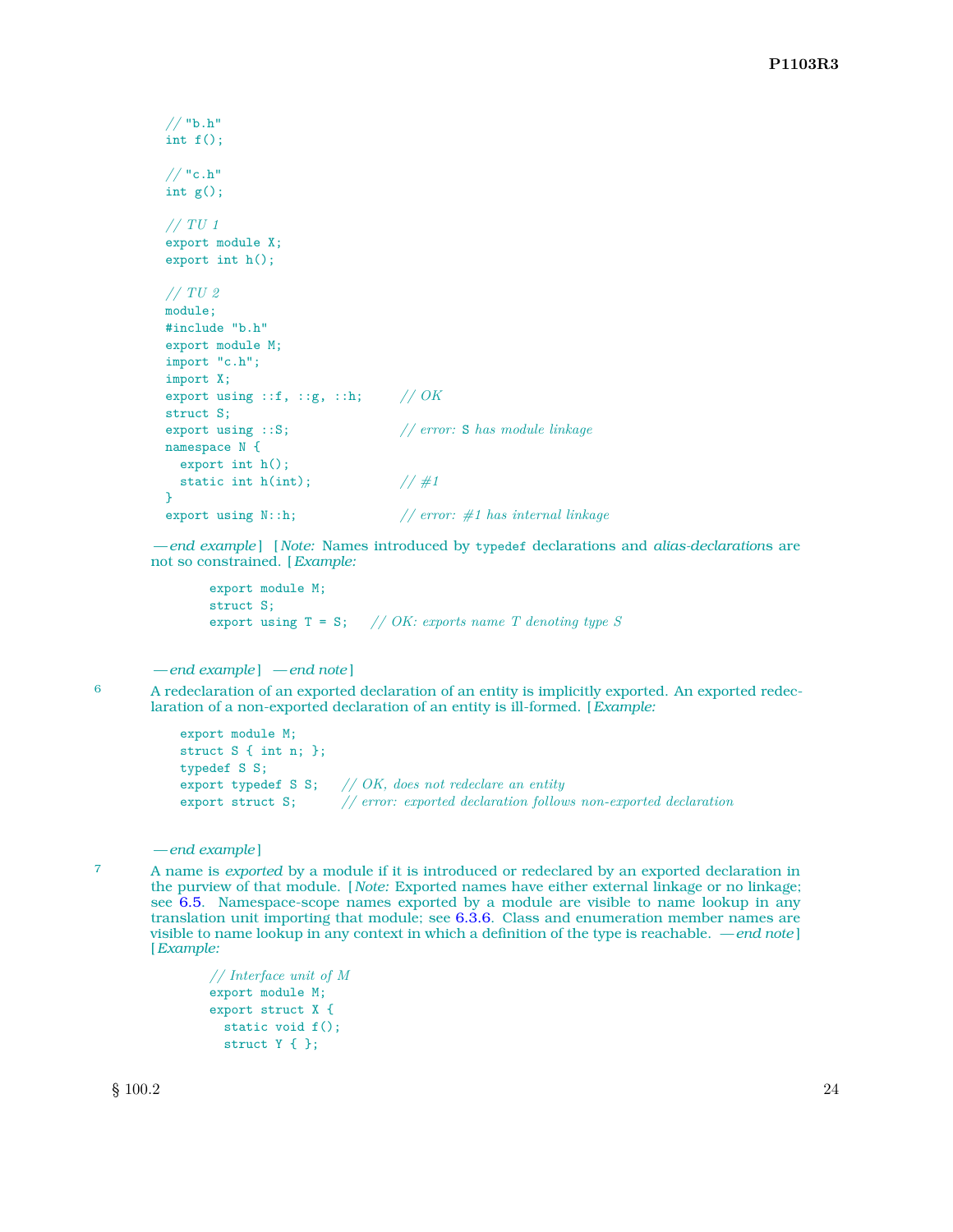```
// "b.h"
int f();

// "c.h"
int g();

// TU 1
export module X;
export int h();

// TU 2
module;
#include "b.h"
export module M;
import "c.h";
import X;
export using ::f, ::g, ::h;      // OK
struct S;
export using ::S;                // error: S has module linkage
namespace N {
  export int h();
  static int h(int);             // #1
}
export using N::h;               // error: #1 has internal linkage
```

*—end example*] [*Note:* Names introduced by `typedef` declarations and *alias-declaration*s are not so constrained. [*Example:*

```
export module M;
struct S;
export using T = S;    // OK: exports name T denoting type S
```

*—end example*] *—end note*]

6 A redeclaration of an exported declaration of an entity is implicitly exported. An exported redeclaration of a non-exported declaration of an entity is ill-formed. [*Example:*

```
export module M;
struct S { int n; };
typedef S S;
export typedef S S;    // OK, does not redeclare an entity
export struct S;       // error: exported declaration follows non-exported declaration
```

*—end example*]

7 A name is *exported* by a module if it is introduced or redeclared by an exported declaration in the purview of that module. [*Note:* Exported names have either external linkage or no linkage; see 6.5. Namespace-scope names exported by a module are visible to name lookup in any translation unit importing that module; see 6.3.6. Class and enumeration member names are visible to name lookup in any context in which a definition of the type is reachable. *—end note*] [*Example:*

```
// Interface unit of M
export module M;
export struct X {
  static void f();
  struct Y { };
```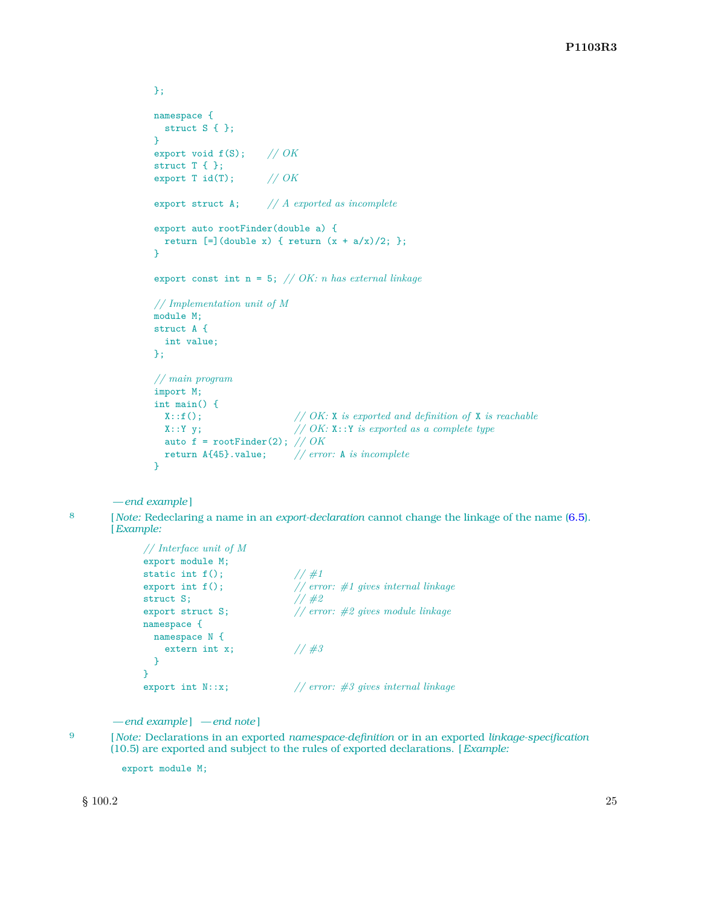```
};

namespace {
  struct S { };
}
export void f(S);    // OK
struct T { };
export T id(T);      // OK

export struct A;     // A exported as incomplete

export auto rootFinder(double a) {
  return [=](double x) { return (x + a/x)/2; };
}

export const int n = 5; // OK: n has external linkage

// Implementation unit of M
module M;
struct A {
  int value;
};

// main program
import M;
int main() {
  X::f();                  // OK: X is exported and definition of X is reachable
  X::Y y;                  // OK: X::Y is exported as a complete type
  auto f = rootFinder(2); // OK
  return A{45}.value;     // error: A is incomplete
}
```

*— end example*]

8 [*Note:* Redeclaring a name in an *export-declaration* cannot change the linkage of the name (6.5). [*Example:*

```
// Interface unit of M
export module M;
static int f();              // #1
export int f();              // error: #1 gives internal linkage
struct S;                    // #2
export struct S;             // error: #2 gives module linkage
namespace {
  namespace N {
    extern int x;            // #3
  }
}
export int N::x;             // error: #3 gives internal linkage
```

*— end example*] *— end note*]

9 [*Note:* Declarations in an exported *namespace-definition* or in an exported *linkage-specification* (10.5) are exported and subject to the rules of exported declarations. [*Example:*

```
export module M;
```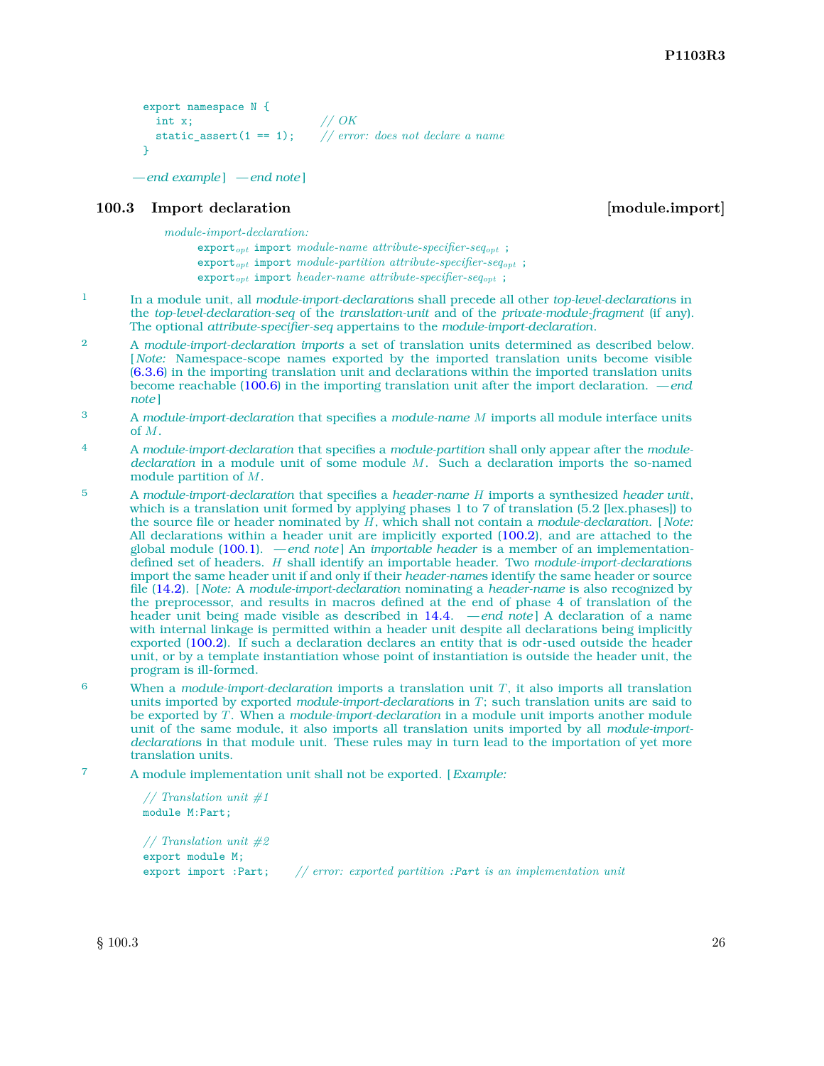```
export namespace N {
  int x;                    // OK
  static_assert(1 == 1);    // error: does not declare a name
}
```

*— end example*] *— end note*]

## 100.3 Import declaration [module.import]

*module-import-declaration:*
 `export`$_{opt}$ `import` *module-name attribute-specifier-seq*$_{opt}$ `;`
 `export`$_{opt}$ `import` *module-partition attribute-specifier-seq*$_{opt}$ `;`
 `export`$_{opt}$ `import` *header-name attribute-specifier-seq*$_{opt}$ `;`

1 In a module unit, all *module-import-declaration*s shall precede all other *top-level-declaration*s in the *top-level-declaration-seq* of the *translation-unit* and of the *private-module-fragment* (if any). The optional *attribute-specifier-seq* appertains to the *module-import-declaration*.

2 A *module-import-declaration imports* a set of translation units determined as described below. [*Note:* Namespace-scope names exported by the imported translation units become visible (6.3.6) in the importing translation unit and declarations within the imported translation units become reachable (100.6) in the importing translation unit after the import declaration. *— end note*]

3 A *module-import-declaration* that specifies a *module-name* $M$ imports all module interface units of $M$.

4 A *module-import-declaration* that specifies a *module-partition* shall only appear after the *module-declaration* in a module unit of some module $M$. Such a declaration imports the so-named module partition of $M$.

5 A *module-import-declaration* that specifies a *header-name* $H$ imports a synthesized *header unit*, which is a translation unit formed by applying phases 1 to 7 of translation (5.2 [lex.phases]) to the source file or header nominated by $H$, which shall not contain a *module-declaration*. [*Note:* All declarations within a header unit are implicitly exported (100.2), and are attached to the global module (100.1). *— end note*] An *importable header* is a member of an implementation-defined set of headers. $H$ shall identify an importable header. Two *module-import-declarations* import the same header unit if and only if their *header-name*s identify the same header or source file (14.2). [*Note:* A *module-import-declaration* nominating a *header-name* is also recognized by the preprocessor, and results in macros defined at the end of phase 4 of translation of the header unit being made visible as described in 14.4. *— end note*] A declaration of a name with internal linkage is permitted within a header unit despite all declarations being implicitly exported (100.2). If such a declaration declares an entity that is odr-used outside the header unit, or by a template instantiation whose point of instantiation is outside the header unit, the program is ill-formed.

6 When a *module-import-declaration* imports a translation unit $T$, it also imports all translation units imported by exported *module-import-declaration*s in $T$; such translation units are said to be exported by $T$. When a *module-import-declaration* in a module unit imports another module unit of the same module, it also imports all translation units imported by all *module-import-declaration*s in that module unit. These rules may in turn lead to the importation of yet more translation units.

7 A module implementation unit shall not be exported. [*Example:*

```
// Translation unit #1
module M:Part;

// Translation unit #2
export module M;
export import :Part;     // error: exported partition :Part is an implementation unit
```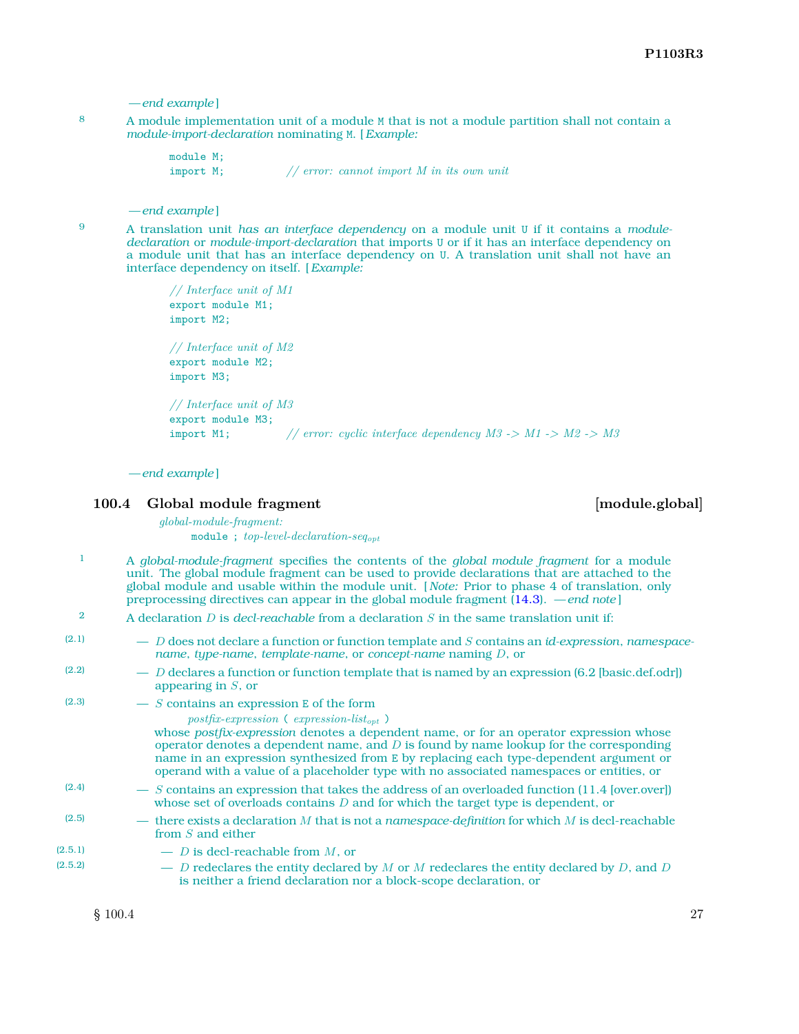— *end example*]

8 A module implementation unit of a module `M` that is not a module partition shall not contain a *module-import-declaration* nominating `M`. [*Example:*

```
module M;
import M;          // error: cannot import M in its own unit
```

— *end example*]

9 A translation unit *has an interface dependency* on a module unit `U` if it contains a *module-declaration* or *module-import-declaration* that imports `U` or if it has an interface dependency on a module unit that has an interface dependency on `U`. A translation unit shall not have an interface dependency on itself. [*Example:*

```
// Interface unit of M1
export module M1;
import M2;

// Interface unit of M2
export module M2;
import M3;

// Interface unit of M3
export module M3;
import M1;          // error: cyclic interface dependency M3 -> M1 -> M2 -> M3
```

— *end example*]

## 100.4 Global module fragment [module.global]

*global-module-fragment:*
    `module ;` *top-level-declaration-seq*$_{opt}$

1 A *global-module-fragment* specifies the contents of the *global module fragment* for a module unit. The global module fragment can be used to provide declarations that are attached to the global module and usable within the module unit. [*Note:* Prior to phase 4 of translation, only preprocessing directives can appear in the global module fragment (14.3). — *end note*]

2 A declaration $D$ is *decl-reachable* from a declaration $S$ in the same translation unit if:

(2.1) — $D$ does not declare a function or function template and $S$ contains an *id-expression*, *namespace-name*, *type-name*, *template-name*, or *concept-name* naming $D$, or

(2.2) — $D$ declares a function or function template that is named by an expression (6.2 [basic.def.odr]) appearing in $S$, or

(2.3) — $S$ contains an expression `E` of the form

  *postfix-expression* `(` *expression-list*$_{opt}$ `)`

whose *postfix-expression* denotes a dependent name, or for an operator expression whose operator denotes a dependent name, and $D$ is found by name lookup for the corresponding name in an expression synthesized from `E` by replacing each type-dependent argument or operand with a value of a placeholder type with no associated namespaces or entities, or

(2.4) — $S$ contains an expression that takes the address of an overloaded function (11.4 [over.over]) whose set of overloads contains $D$ and for which the target type is dependent, or

(2.5) — there exists a declaration $M$ that is not a *namespace-definition* for which $M$ is decl-reachable from $S$ and either

(2.5.1) — $D$ is decl-reachable from $M$, or

(2.5.2) — $D$ redeclares the entity declared by $M$ or $M$ redeclares the entity declared by $D$, and $D$ is neither a friend declaration nor a block-scope declaration, or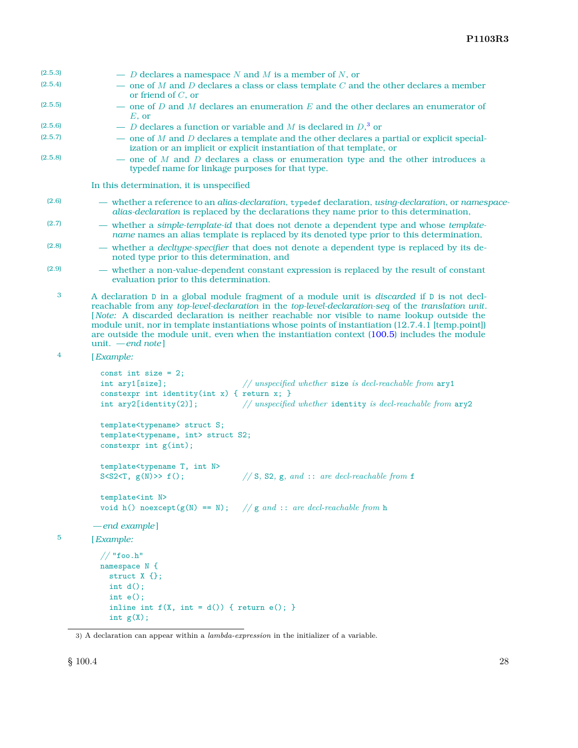(2.5.3) — $D$ declares a namespace $N$ and $M$ is a member of $N$, or

(2.5.4) — one of $M$ and $D$ declares a class or class template $C$ and the other declares a member or friend of $C$, or

(2.5.5) — one of $D$ and $M$ declares an enumeration $E$ and the other declares an enumerator of $E$, or

(2.5.6) — $D$ declares a function or variable and $M$ is declared in $D$,[3] or

(2.5.7) — one of $M$ and $D$ declares a template and the other declares a partial or explicit specialization or an implicit or explicit instantiation of that template, or

(2.5.8) — one of $M$ and $D$ declares a class or enumeration type and the other introduces a typedef name for linkage purposes for that type.

In this determination, it is unspecified

(2.6) — whether a reference to an *alias-declaration*, `typedef` declaration, *using-declaration*, or *namespace-alias-declaration* is replaced by the declarations they name prior to this determination,

(2.7) — whether a *simple-template-id* that does not denote a dependent type and whose *template-name* names an alias template is replaced by its denoted type prior to this determination,

(2.8) — whether a *decltype-specifier* that does not denote a dependent type is replaced by its denoted type prior to this determination, and

(2.9) — whether a non-value-dependent constant expression is replaced by the result of constant evaluation prior to this determination.

3 A declaration `D` in a global module fragment of a module unit is *discarded* if `D` is not decl-reachable from any *top-level-declaration* in the *top-level-declaration-seq* of the *translation unit*. [*Note:* A discarded declaration is neither reachable nor visible to name lookup outside the module unit, nor in template instantiations whose points of instantiation (12.7.4.1 [temp.point]) are outside the module unit, even when the instantiation context (100.5) includes the module unit. —*end note*]

4 [*Example:*

```
const int size = 2;
int ary1[size];                 // unspecified whether size is decl-reachable from ary1
constexpr int identity(int x) { return x; }
int ary2[identity(2)];          // unspecified whether identity is decl-reachable from ary2

template<typename> struct S;
template<typename, int> struct S2;
constexpr int g(int);

template<typename T, int N>
S<S2<T, g(N)>> f();             // S, S2, g, and :: are decl-reachable from f

template<int N>
void h() noexcept(g(N) == N);   // g and :: are decl-reachable from h
```

—*end example*]

5 [*Example:*

```
// "foo.h"
namespace N {
  struct X {};
  int d();
  int e();
  inline int f(X, int = d()) { return e(); }
  int g(X);
```

3) A declaration can appear within a *lambda-expression* in the initializer of a variable.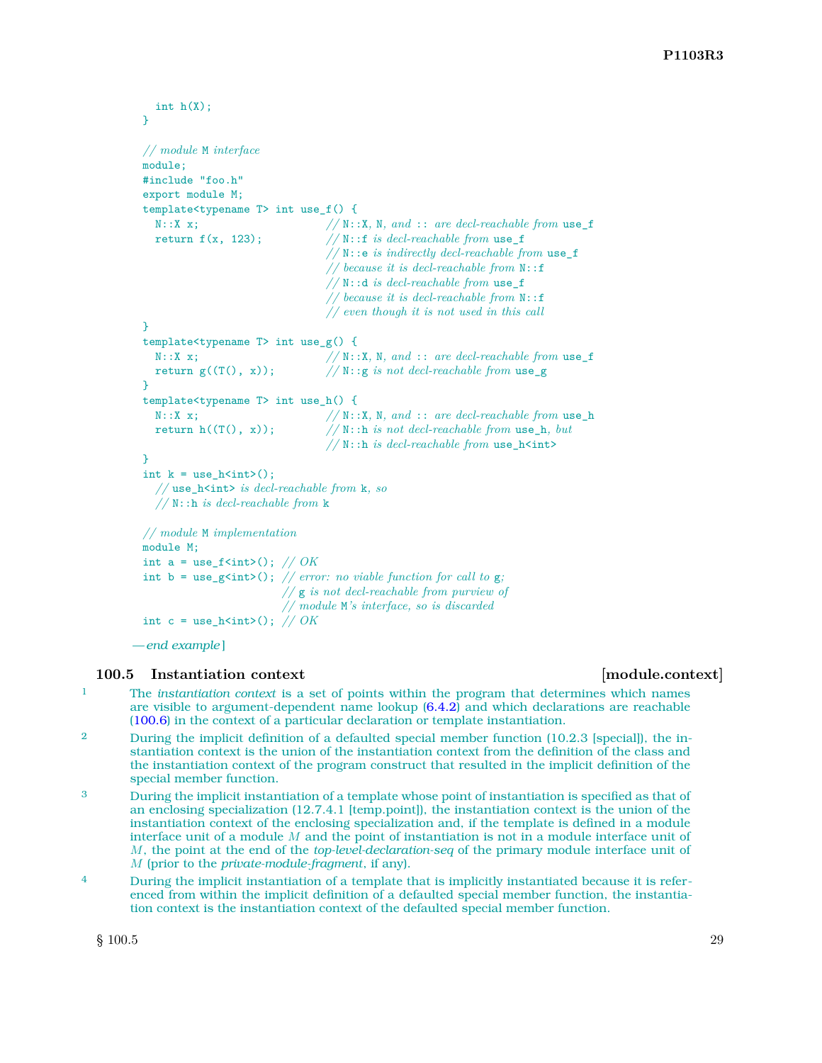```
  int h(X);
}

// module M interface
module;
#include "foo.h"
export module M;
template<typename T> int use_f() {
  N::X x;                       // N::X, N, and :: are decl-reachable from use_f
  return f(x, 123);             // N::f is decl-reachable from use_f
                                // N::e is indirectly decl-reachable from use_f
                                // because it is decl-reachable from N::f
                                // N::d is decl-reachable from use_f
                                // because it is decl-reachable from N::f
                                // even though it is not used in this call
}
template<typename T> int use_g() {
  N::X x;                       // N::X, N, and :: are decl-reachable from use_f
  return g((T(), x));           // N::g is not decl-reachable from use_g
}
template<typename T> int use_h() {
  N::X x;                       // N::X, N, and :: are decl-reachable from use_h
  return h((T(), x));           // N::h is not decl-reachable from use_h, but
                                // N::h is decl-reachable from use_h<int>
}
int k = use_h<int>();
  // use_h<int> is decl-reachable from k, so
  // N::h is decl-reachable from k

// module M implementation
module M;
int a = use_f<int>(); // OK
int b = use_g<int>(); // error: no viable function for call to g;
                      // g is not decl-reachable from purview of
                      // module M's interface, so is discarded
int c = use_h<int>(); // OK
```

— *end example* ]

### 100.5 Instantiation context [module.context]

1 The *instantiation context* is a set of points within the program that determines which names are visible to argument-dependent name lookup (6.4.2) and which declarations are reachable (100.6) in the context of a particular declaration or template instantiation.

2 During the implicit definition of a defaulted special member function (10.2.3 [special]), the instantiation context is the union of the instantiation context from the definition of the class and the instantiation context of the program construct that resulted in the implicit definition of the special member function.

3 During the implicit instantiation of a template whose point of instantiation is specified as that of an enclosing specialization (12.7.4.1 [temp.point]), the instantiation context is the union of the instantiation context of the enclosing specialization and, if the template is defined in a module interface unit of a module $M$ and the point of instantiation is not in a module interface unit of $M$, the point at the end of the *top-level-declaration-seq* of the primary module interface unit of $M$ (prior to the *private-module-fragment*, if any).

4 During the implicit instantiation of a template that is implicitly instantiated because it is referenced from within the implicit definition of a defaulted special member function, the instantiation context is the instantiation context of the defaulted special member function.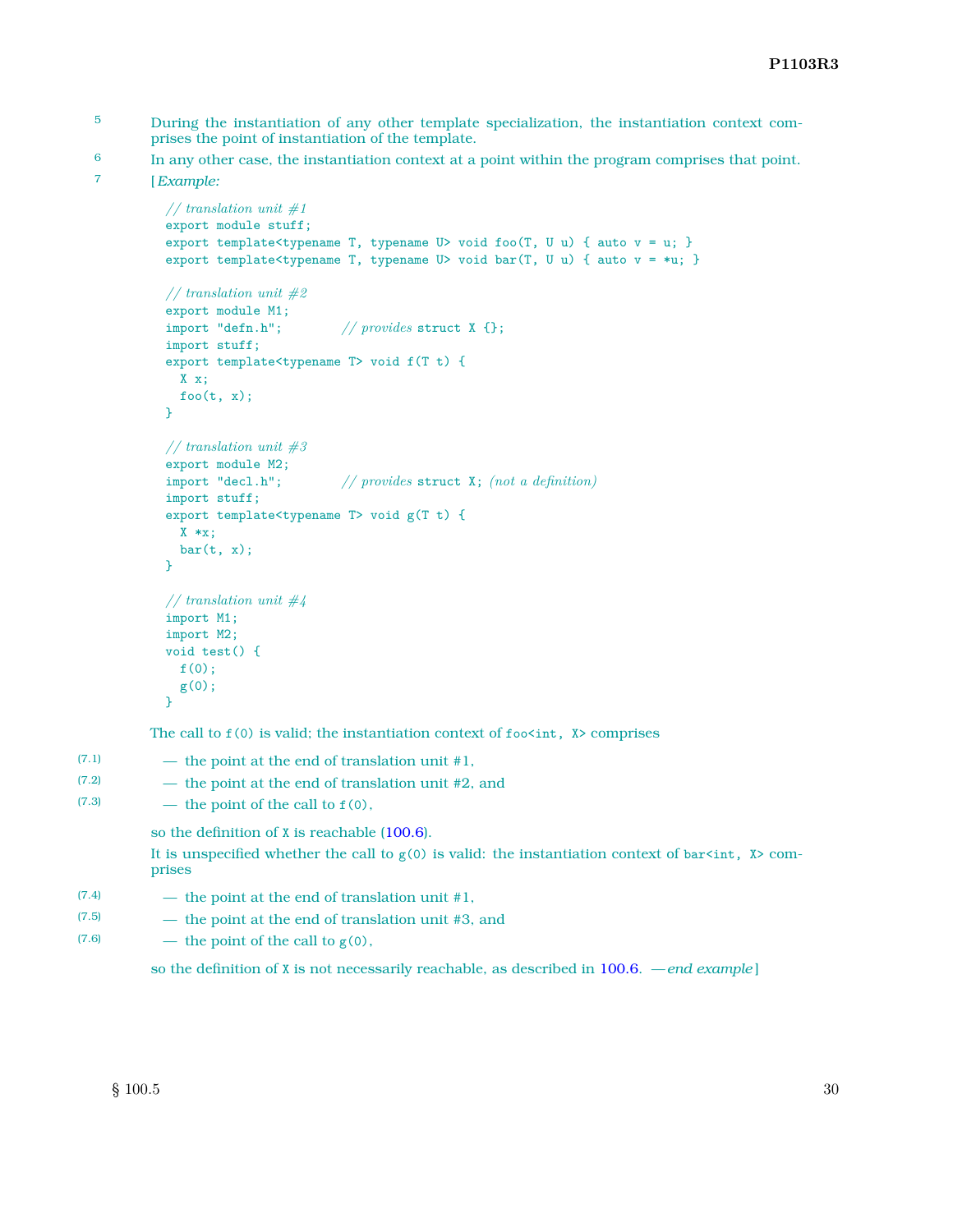5 During the instantiation of any other template specialization, the instantiation context comprises the point of instantiation of the template.

6 In any other case, the instantiation context at a point within the program comprises that point.

7 [*Example:*

```
// translation unit #1
export module stuff;
export template<typename T, typename U> void foo(T, U u) { auto v = u; }
export template<typename T, typename U> void bar(T, U u) { auto v = *u; }

// translation unit #2
export module M1;
import "defn.h";        // provides struct X {};
import stuff;
export template<typename T> void f(T t) {
  X x;
  foo(t, x);
}

// translation unit #3
export module M2;
import "decl.h";        // provides struct X; (not a definition)
import stuff;
export template<typename T> void g(T t) {
  X *x;
  bar(t, x);
}

// translation unit #4
import M1;
import M2;
void test() {
  f(0);
  g(0);
}
```

The call to `f(0)` is valid; the instantiation context of `foo<int, X>` comprises

(7.1) — the point at the end of translation unit #1,

(7.2) — the point at the end of translation unit #2, and

(7.3) — the point of the call to `f(0)`,

so the definition of `X` is reachable (100.6).

It is unspecified whether the call to `g(0)` is valid: the instantiation context of `bar<int, X>` comprises

(7.4) — the point at the end of translation unit #1,

(7.5) — the point at the end of translation unit #3, and

(7.6) — the point of the call to `g(0)`,

so the definition of `X` is not necessarily reachable, as described in 100.6. *—end example*]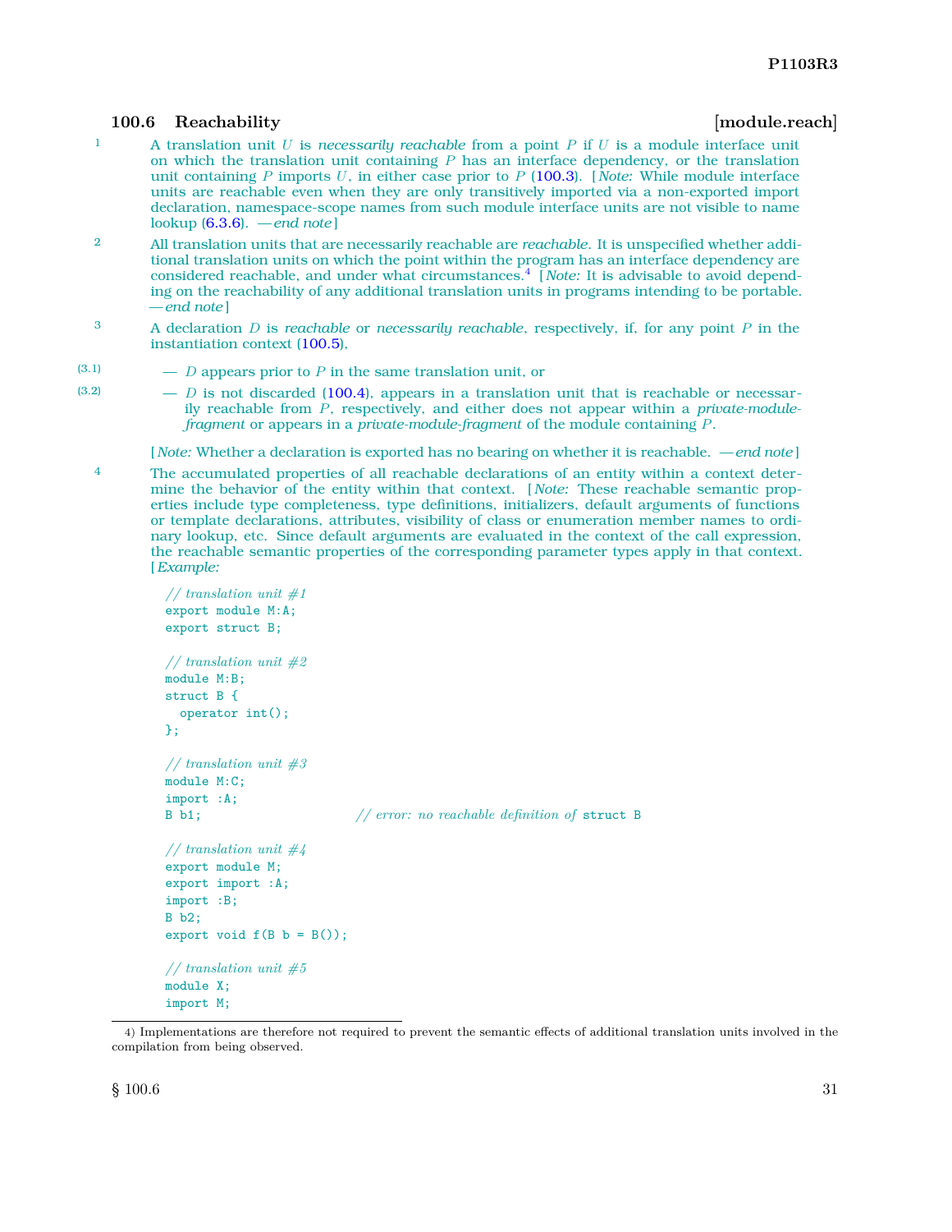### 100.6 Reachability [module.reach]

1 A translation unit $U$ is *necessarily reachable* from a point $P$ if $U$ is a module interface unit on which the translation unit containing $P$ has an interface dependency, or the translation unit containing $P$ imports $U$, in either case prior to $P$ (100.3). [*Note:* While module interface units are reachable even when they are only transitively imported via a non-exported import declaration, namespace-scope names from such module interface units are not visible to name lookup (6.3.6). —*end note*]

2 All translation units that are necessarily reachable are *reachable*. It is unspecified whether additional translation units on which the point within the program has an interface dependency are considered reachable, and under what circumstances.[4] [*Note:* It is advisable to avoid depending on the reachability of any additional translation units in programs intending to be portable. —*end note*]

3 A declaration $D$ is *reachable* or *necessarily reachable*, respectively, if, for any point $P$ in the instantiation context (100.5),

(3.1) — $D$ appears prior to $P$ in the same translation unit, or

(3.2) — $D$ is not discarded (100.4), appears in a translation unit that is reachable or necessarily reachable from $P$, respectively, and either does not appear within a *private-module-fragment* or appears in a *private-module-fragment* of the module containing $P$.

[*Note:* Whether a declaration is exported has no bearing on whether it is reachable. —*end note*]

4 The accumulated properties of all reachable declarations of an entity within a context determine the behavior of the entity within that context. [*Note:* These reachable semantic properties include type completeness, type definitions, initializers, default arguments of functions or template declarations, attributes, visibility of class or enumeration member names to ordinary lookup, etc. Since default arguments are evaluated in the context of the call expression, the reachable semantic properties of the corresponding parameter types apply in that context. [*Example:*

```
// translation unit #1
export module M:A;
export struct B;

// translation unit #2
module M:B;
struct B {
  operator int();
};

// translation unit #3
module M:C;
import :A;
B b1;                          // error: no reachable definition of struct B

// translation unit #4
export module M;
export import :A;
import :B;
B b2;
export void f(B b = B());

// translation unit #5
module X;
import M;
```

4) Implementations are therefore not required to prevent the semantic effects of additional translation units involved in the compilation from being observed.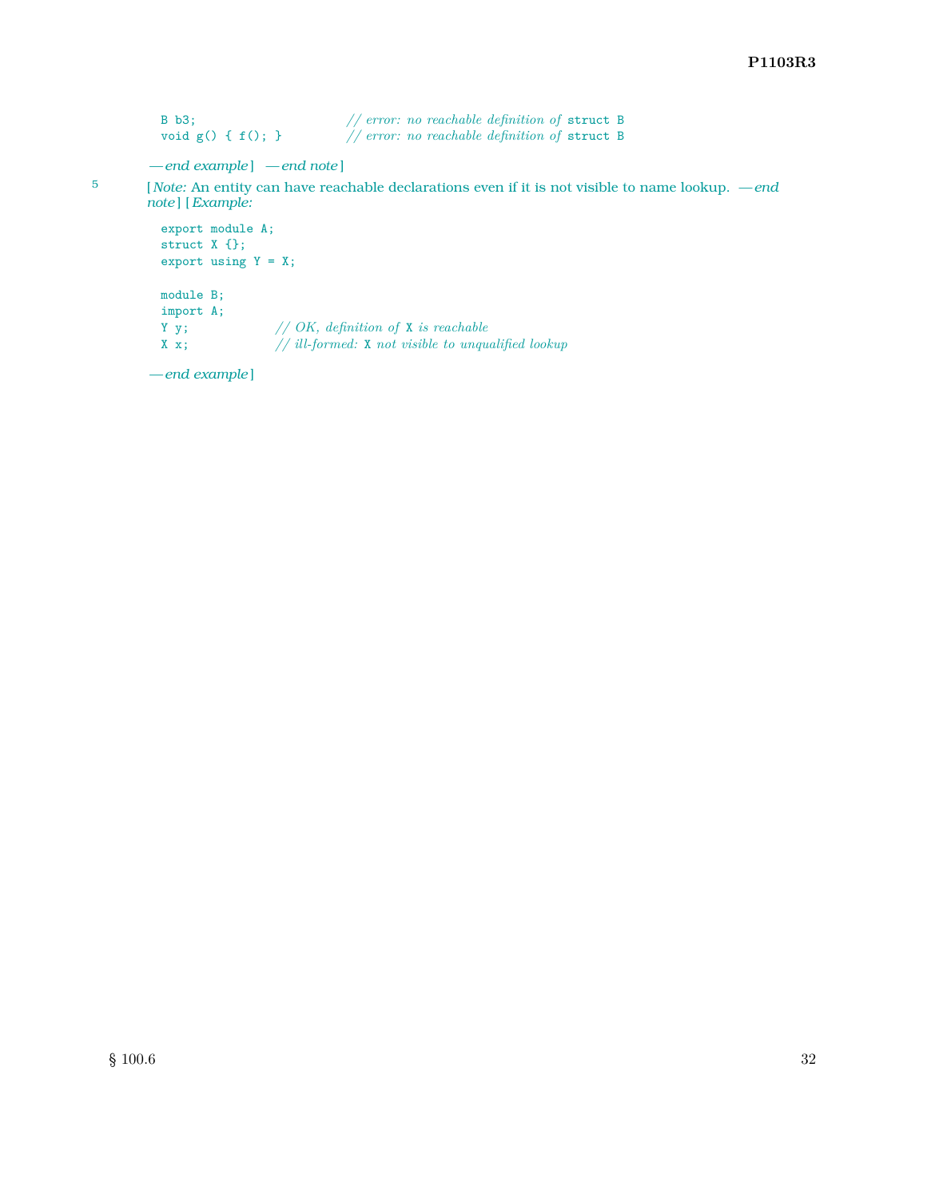```
B b3;                       // error: no reachable definition of struct B
void g() { f(); }           // error: no reachable definition of struct B
```

*— end example* ] *— end note* ]

5 [ *Note:* An entity can have reachable declarations even if it is not visible to name lookup. *— end note* ] [ *Example:*

```
export module A;
struct X {};
export using Y = X;

module B;
import A;
Y y;              // OK, definition of X is reachable
X x;              // ill-formed: X not visible to unqualified lookup
```

*— end example* ]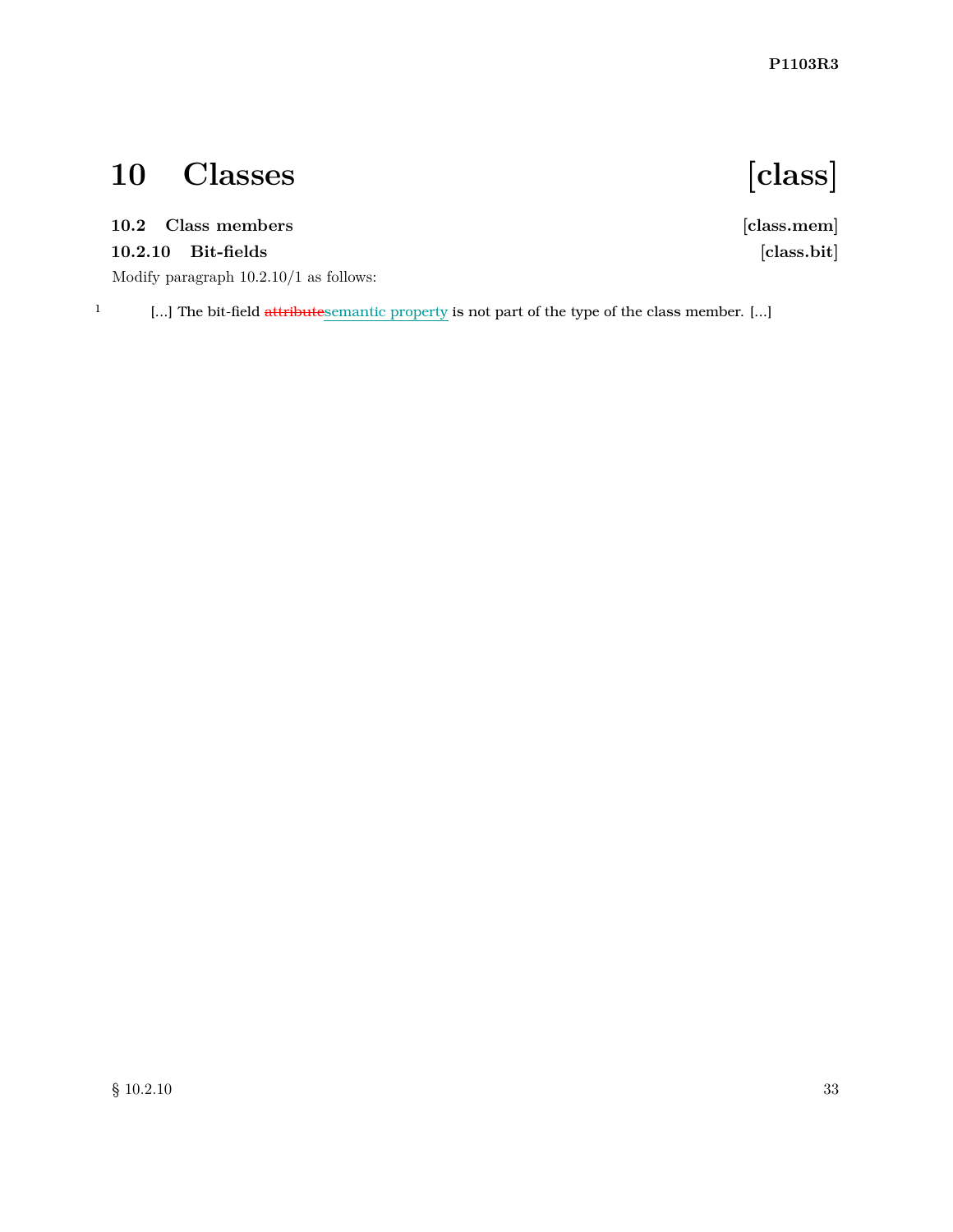# 10 Classes [class]

### 10.2 Class members [class.mem]

### 10.2.10 Bit-fields [class.bit]

Modify paragraph 10.2.10/1 as follows:

[1] [...] The bit-field ~~attribute~~semantic property is not part of the type of the class member. [...]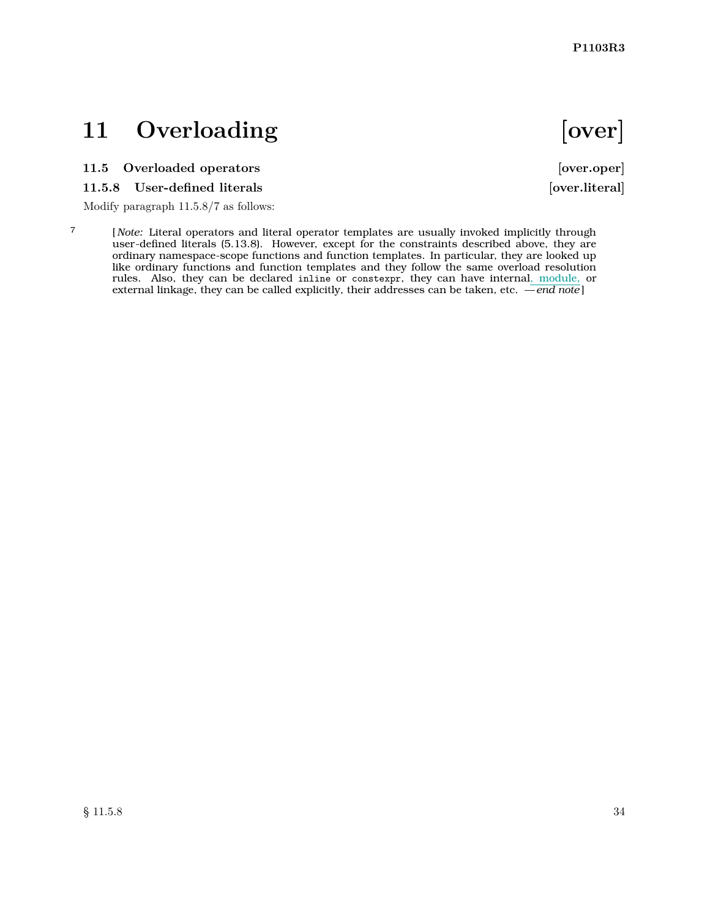# 11 Overloading [over]

### 11.5 Overloaded operators [over.oper]

### 11.5.8 User-defined literals [over.literal]

Modify paragraph 11.5.8/7 as follows:

7 [*Note:* Literal operators and literal operator templates are usually invoked implicitly through user-defined literals (5.13.8). However, except for the constraints described above, they are ordinary namespace-scope functions and function templates. In particular, they are looked up like ordinary functions and function templates and they follow the same overload resolution rules. Also, they can be declared `inline` or `constexpr`, they can have internal, module, or external linkage, they can be called explicitly, their addresses can be taken, etc. —*end note*]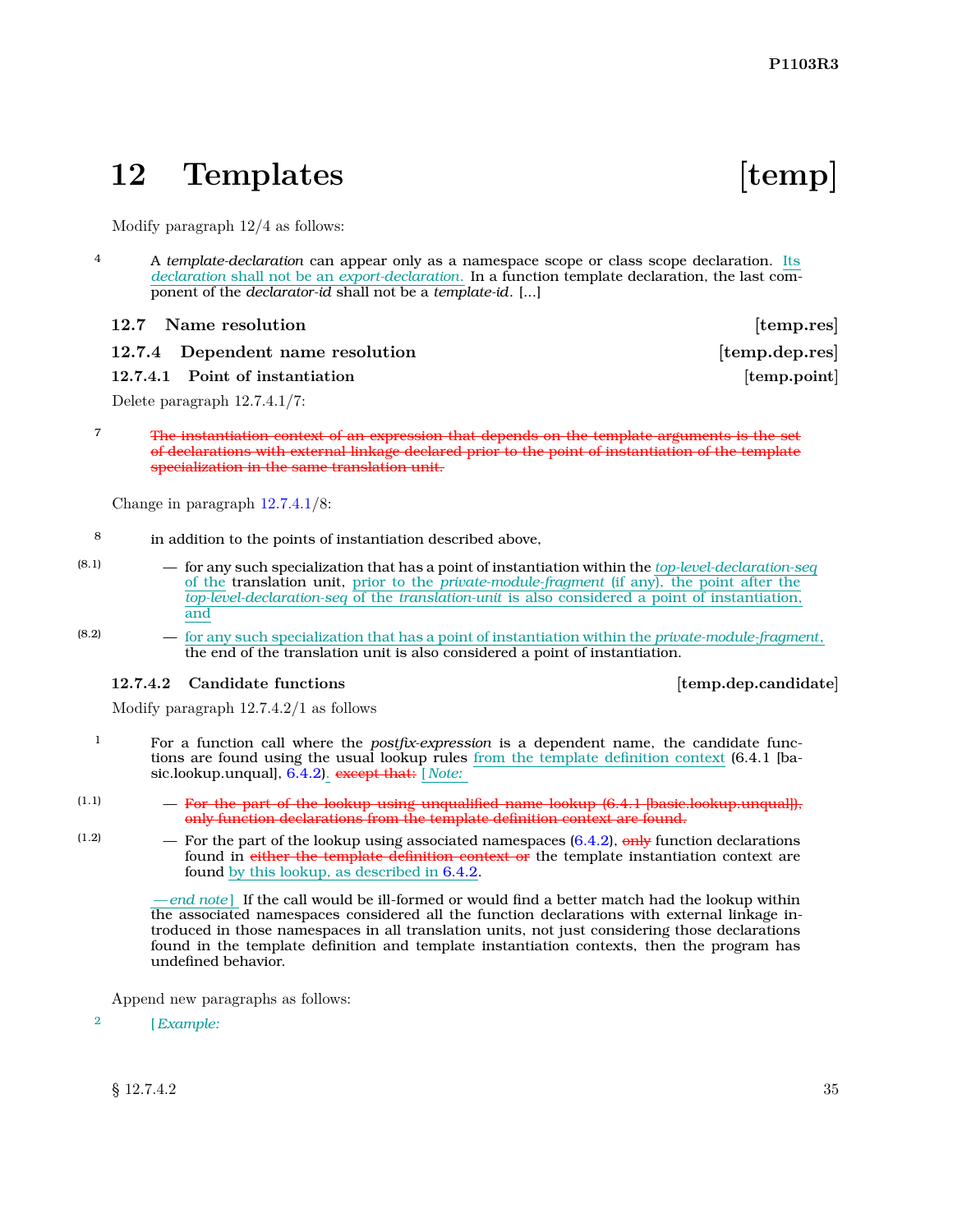# 12 Templates [temp]

Modify paragraph 12/4 as follows:

4 A *template-declaration* can appear only as a namespace scope or class scope declaration. Its *declaration* shall not be an *export-declaration*. In a function template declaration, the last component of the *declarator-id* shall not be a *template-id*. [...]

### 12.7 Name resolution [temp.res]

### 12.7.4 Dependent name resolution [temp.dep.res]

#### 12.7.4.1 Point of instantiation [temp.point]

Delete paragraph 12.7.4.1/7:

7 ~~The instantiation context of an expression that depends on the template arguments is the set of declarations with external linkage declared prior to the point of instantiation of the template specialization in the same translation unit.~~

Change in paragraph 12.7.4.1/8:

8 in addition to the points of instantiation described above,

(8.1) — for any such specialization that has a point of instantiation within the *top-level-declaration-seq* of the translation unit, prior to the *private-module-fragment* (if any), the point after the *top-level-declaration-seq* of the *translation-unit* is also considered a point of instantiation, and

(8.2) — for any such specialization that has a point of instantiation within the *private-module-fragment*, the end of the translation unit is also considered a point of instantiation.

#### 12.7.4.2 Candidate functions [temp.dep.candidate]

Modify paragraph 12.7.4.2/1 as follows

1 For a function call where the *postfix-expression* is a dependent name, the candidate functions are found using the usual lookup rules from the template definition context (6.4.1 [basic.lookup.unqual], 6.4.2). ~~except that:~~ [ *Note:*

(1.1) — ~~For the part of the lookup using unqualified name lookup (6.4.1 [basic.lookup.unqual]), only function declarations from the template definition context are found.~~

(1.2) — For the part of the lookup using associated namespaces (6.4.2), ~~only~~ function declarations found in ~~either the template definition context or~~ the template instantiation context are found by this lookup, as described in 6.4.2.

— *end note* ] If the call would be ill-formed or would find a better match had the lookup within the associated namespaces considered all the function declarations with external linkage introduced in those namespaces in all translation units, not just considering those declarations found in the template definition and template instantiation contexts, then the program has undefined behavior.

Append new paragraphs as follows:

2 [ *Example:*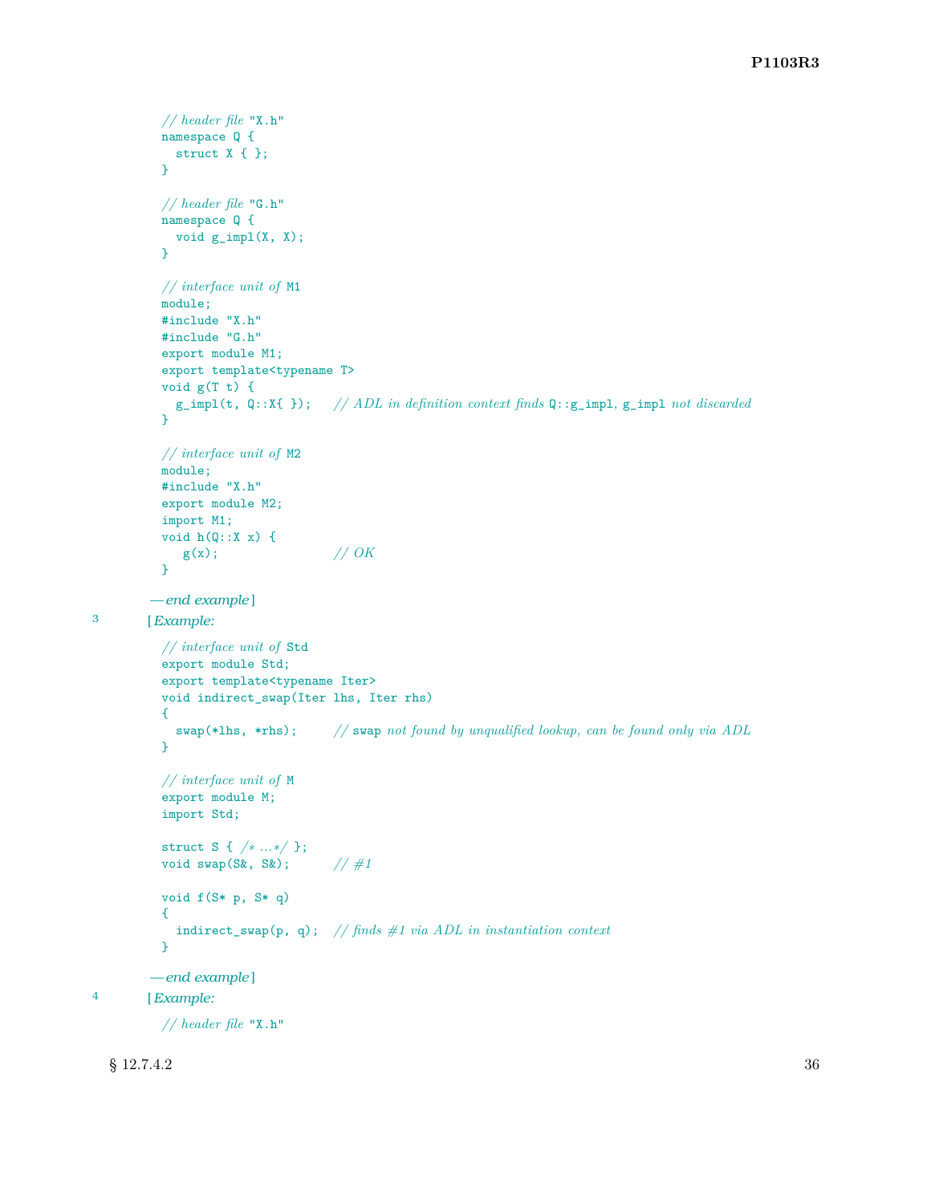```
// header file "X.h"
namespace Q {
  struct X { };
}

// header file "G.h"
namespace Q {
  void g_impl(X, X);
}

// interface unit of M1
module;
#include "X.h"
#include "G.h"
export module M1;
export template<typename T>
void g(T t) {
  g_impl(t, Q::X{ });   // ADL in definition context finds Q::g_impl, g_impl not discarded
}

// interface unit of M2
module;
#include "X.h"
export module M2;
import M1;
void h(Q::X x) {
   g(x);                // OK
}
```

*— end example*]

3 [*Example:*

```
// interface unit of Std
export module Std;
export template<typename Iter>
void indirect_swap(Iter lhs, Iter rhs)
{
  swap(*lhs, *rhs);     // swap not found by unqualified lookup, can be found only via ADL
}

// interface unit of M
export module M;
import Std;

struct S { /* ...*/ };
void swap(S&, S&);      // #1

void f(S* p, S* q)
{
  indirect_swap(p, q);  // finds #1 via ADL in instantiation context
}
```

*— end example*]

4 [*Example:*

```
// header file "X.h"
```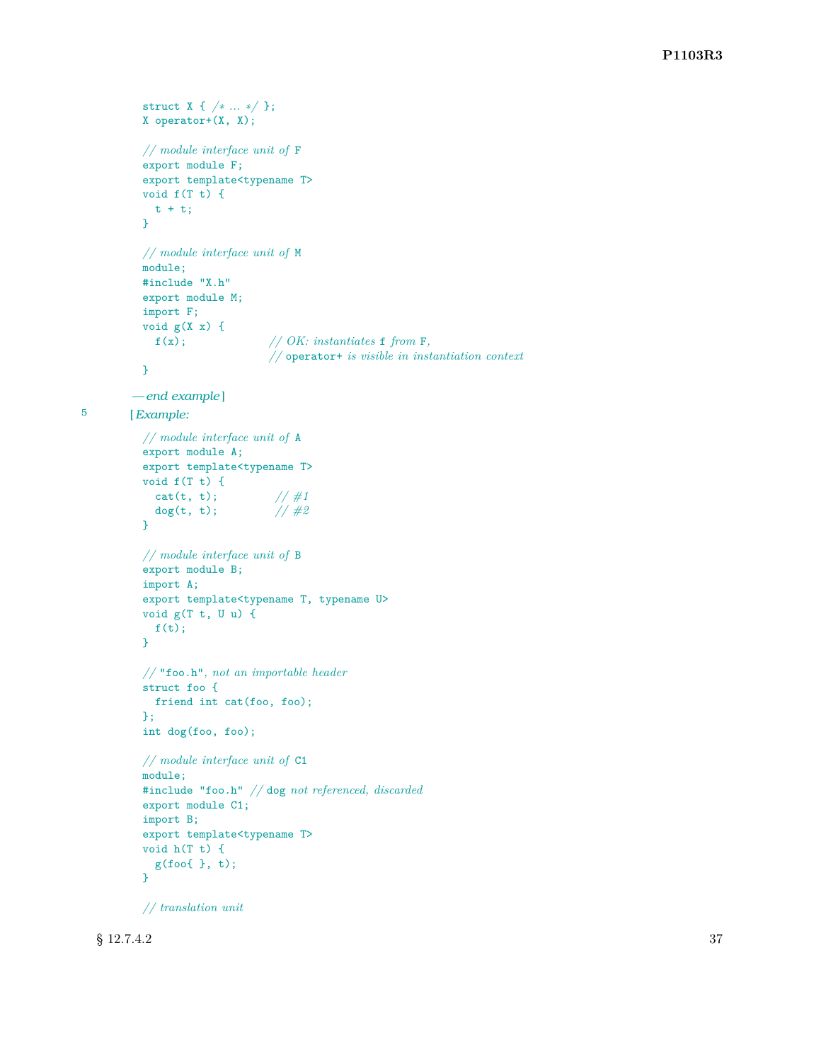```
struct X { /* ... */ };
X operator+(X, X);

// module interface unit of F
export module F;
export template<typename T>
void f(T t) {
  t + t;
}

// module interface unit of M
module;
#include "X.h"
export module M;
import F;
void g(X x) {
  f(x);              // OK: instantiates f from F,
                     // operator+ is visible in instantiation context
}
```

*— end example*]

5 [*Example:*

```
// module interface unit of A
export module A;
export template<typename T>
void f(T t) {
  cat(t, t);          // #1
  dog(t, t);          // #2
}

// module interface unit of B
export module B;
import A;
export template<typename T, typename U>
void g(T t, U u) {
  f(t);
}

// "foo.h", not an importable header
struct foo {
  friend int cat(foo, foo);
};
int dog(foo, foo);

// module interface unit of C1
module;
#include "foo.h" // dog not referenced, discarded
export module C1;
import B;
export template<typename T>
void h(T t) {
  g(foo{ }, t);
}

// translation unit
```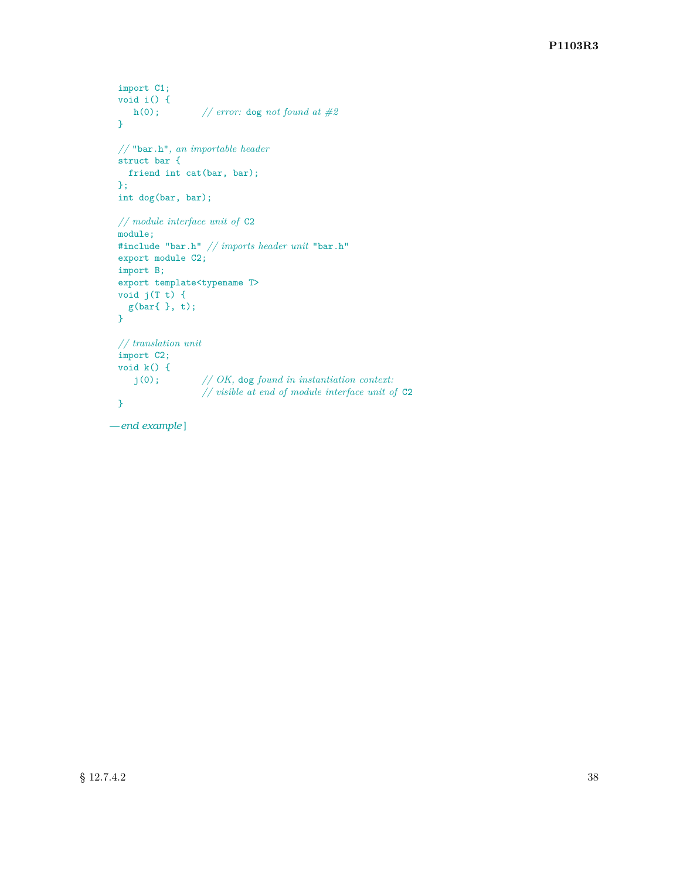```
import C1;
void i() {
   h(0);         // error: dog not found at #2
}

// "bar.h", an importable header
struct bar {
  friend int cat(bar, bar);
};
int dog(bar, bar);

// module interface unit of C2
module;
#include "bar.h" // imports header unit "bar.h"
export module C2;
import B;
export template<typename T>
void j(T t) {
  g(bar{ }, t);
}

// translation unit
import C2;
void k() {
   j(0);         // OK, dog found in instantiation context:
                 // visible at end of module interface unit of C2
}
```

— *end example* ]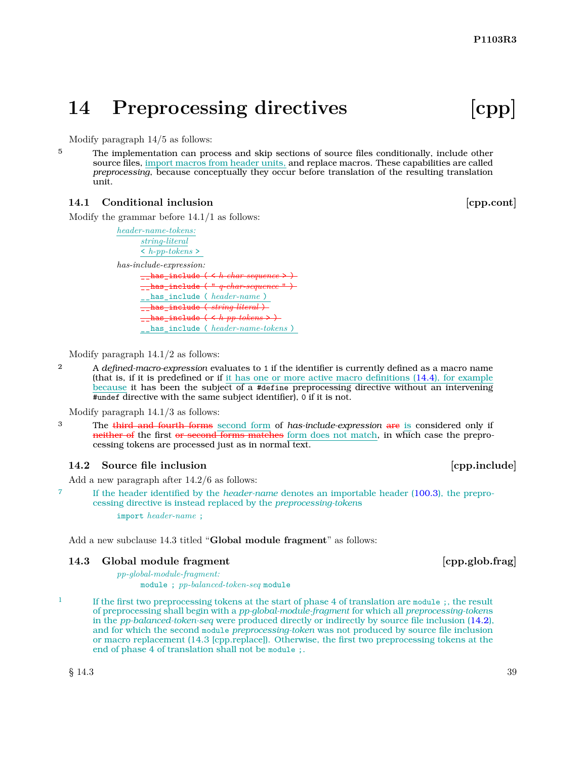# 14 Preprocessing directives [cpp]

Modify paragraph 14/5 as follows:

5 The implementation can process and skip sections of source files conditionally, include other source files, import macros from header units, and replace macros. These capabilities are called *preprocessing*, because conceptually they occur before translation of the resulting translation unit.

## 14.1 Conditional inclusion [cpp.cont]

Modify the grammar before 14.1/1 as follows:

*header-name-tokens:*
    *string-literal*
    `<` *h-pp-tokens* `>`

*has-include-expression:*
    ~~`__has_include ( <` *h-char-sequence* `> )`~~
    ~~`__has_include ( "` *q-char-sequence* `" )`~~
    `__has_include (` *header-name* `)`
    ~~`__has_include (` *string-literal* `)`~~
    ~~`__has_include ( <` *h-pp-tokens* `> )`~~
    `__has_include (` *header-name-tokens* `)`

Modify paragraph 14.1/2 as follows:

2 A *defined-macro-expression* evaluates to `1` if the identifier is currently defined as a macro name (that is, if it is predefined or if it has one or more active macro definitions (14.4), for example because it has been the subject of a `#define` preprocessing directive without an intervening `#undef` directive with the same subject identifier), `0` if it is not.

Modify paragraph 14.1/3 as follows:

3 The ~~third and fourth forms~~ second form of *has-include-expression* ~~are~~ is considered only if ~~neither of~~ the first ~~or second forms matches~~ form does not match, in which case the preprocessing tokens are processed just as in normal text.

## 14.2 Source file inclusion [cpp.include]

Add a new paragraph after 14.2/6 as follows:

7 If the header identified by the *header-name* denotes an importable header (100.3), the preprocessing directive is instead replaced by the *preprocessing-token*s

    `import` *header-name* `;`

Add a new subclause 14.3 titled "**Global module fragment**" as follows:

## 14.3 Global module fragment [cpp.glob.frag]

*pp-global-module-fragment:*
    `module ;` *pp-balanced-token-seq* `module`

1 If the first two preprocessing tokens at the start of phase 4 of translation are `module ;`, the result of preprocessing shall begin with a *pp-global-module-fragment* for which all *preprocessing-tokens* in the *pp-balanced-token-seq* were produced directly or indirectly by source file inclusion (14.2), and for which the second `module` *preprocessing-token* was not produced by source file inclusion or macro replacement (14.3 [cpp.replace]). Otherwise, the first two preprocessing tokens at the end of phase 4 of translation shall not be `module ;`.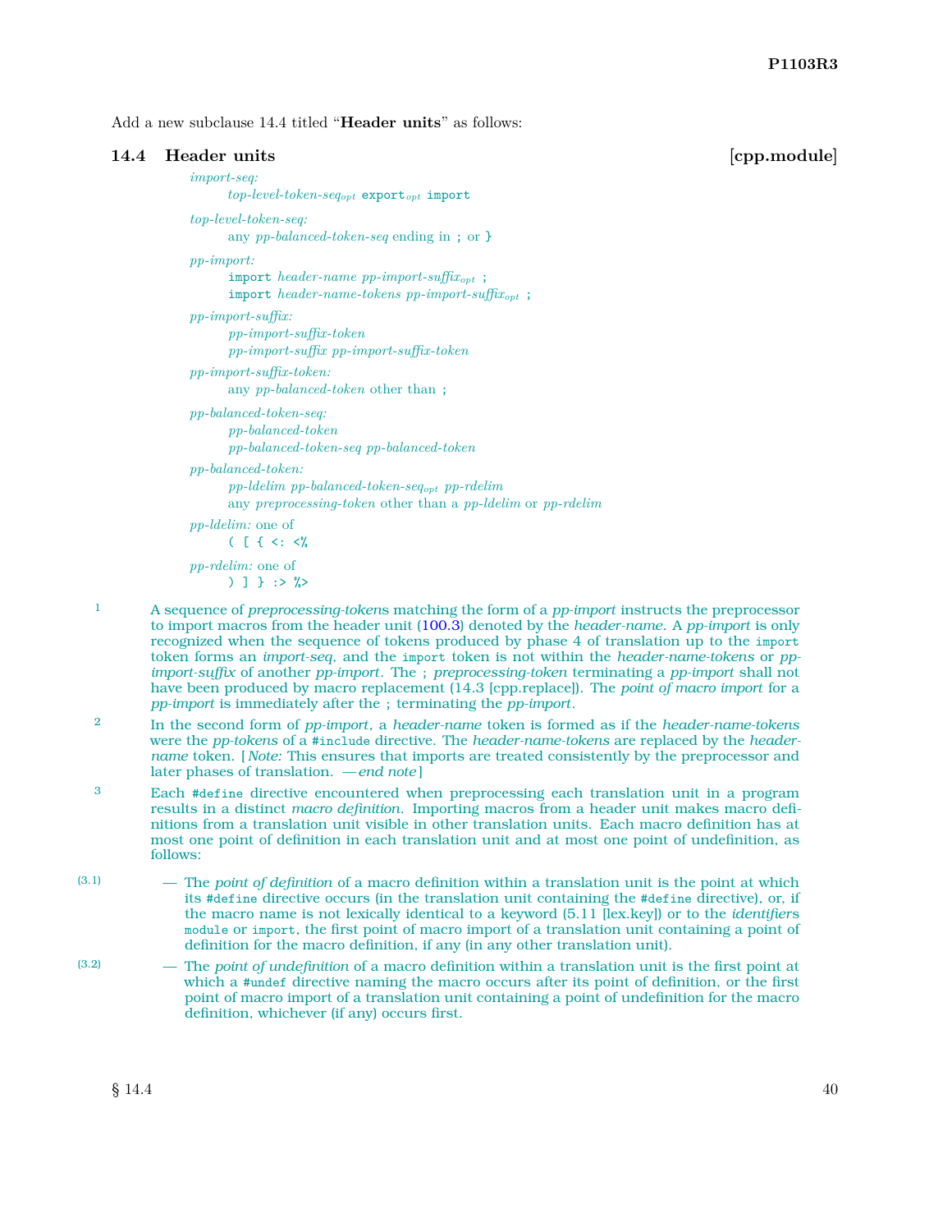Add a new subclause 14.4 titled "**Header units**" as follows:

## 14.4 Header units [cpp.module]

*import-seq:*
  *top-level-token-seq*$_{opt}$ `export`$_{opt}$ `import`

*top-level-token-seq:*
  any *pp-balanced-token-seq* ending in `;` or `}`

*pp-import:*
  `import` *header-name pp-import-suffix*$_{opt}$ `;`
  `import` *header-name-tokens pp-import-suffix*$_{opt}$ `;`

*pp-import-suffix:*
  *pp-import-suffix-token*
  *pp-import-suffix pp-import-suffix-token*

*pp-import-suffix-token:*
  any *pp-balanced-token* other than `;`

*pp-balanced-token-seq:*
  *pp-balanced-token*
  *pp-balanced-token-seq pp-balanced-token*

*pp-balanced-token:*
  *pp-ldelim pp-balanced-token-seq*$_{opt}$ *pp-rdelim*
  any *preprocessing-token* other than a *pp-ldelim* or *pp-rdelim*

*pp-ldelim:* one of
  `( [ { <: <%`

*pp-rdelim:* one of
  `) ] } :> %>`

1 A sequence of *preprocessing-token*s matching the form of a *pp-import* instructs the preprocessor to import macros from the header unit (100.3) denoted by the *header-name*. A *pp-import* is only recognized when the sequence of tokens produced by phase 4 of translation up to the `import` token forms an *import-seq*, and the `import` token is not within the *header-name-tokens* or *pp-import-suffix* of another *pp-import*. The `;` *preprocessing-token* terminating a *pp-import* shall not have been produced by macro replacement (14.3 [cpp.replace]). The *point of macro import* for a *pp-import* is immediately after the `;` terminating the *pp-import*.

2 In the second form of *pp-import*, a *header-name* token is formed as if the *header-name-tokens* were the *pp-tokens* of a `#include` directive. The *header-name-tokens* are replaced by the *header-name* token. [ *Note:* This ensures that imports are treated consistently by the preprocessor and later phases of translation. — *end note* ]

3 Each `#define` directive encountered when preprocessing each translation unit in a program results in a distinct *macro definition*. Importing macros from a header unit makes macro definitions from a translation unit visible in other translation units. Each macro definition has at most one point of definition in each translation unit and at most one point of undefinition, as follows:

(3.1) — The *point of definition* of a macro definition within a translation unit is the point at which its `#define` directive occurs (in the translation unit containing the `#define` directive), or, if the macro name is not lexically identical to a keyword (5.11 [lex.key]) or to the *identifier*s `module` or `import`, the first point of macro import of a translation unit containing a point of definition for the macro definition, if any (in any other translation unit).

(3.2) — The *point of undefinition* of a macro definition within a translation unit is the first point at which a `#undef` directive naming the macro occurs after its point of definition, or the first point of macro import of a translation unit containing a point of undefinition for the macro definition, whichever (if any) occurs first.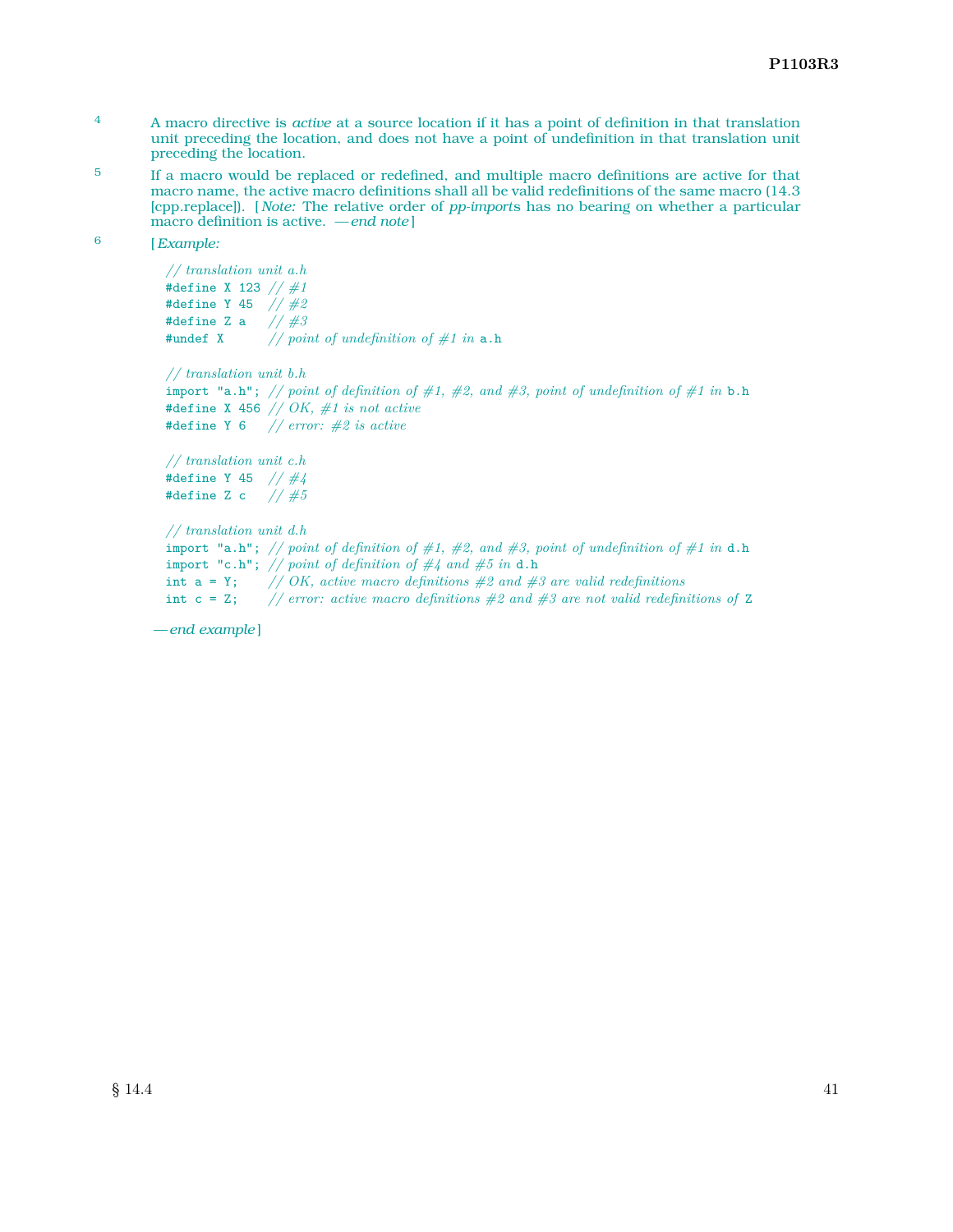4 A macro directive is *active* at a source location if it has a point of definition in that translation unit preceding the location, and does not have a point of undefinition in that translation unit preceding the location.

5 If a macro would be replaced or redefined, and multiple macro definitions are active for that macro name, the active macro definitions shall all be valid redefinitions of the same macro (14.3 [cpp.replace]). [ *Note:* The relative order of *pp-import*s has no bearing on whether a particular macro definition is active. — *end note* ]

6 [ *Example:*

```
// translation unit a.h
#define X 123 // #1
#define Y 45  // #2
#define Z a   // #3
#undef X      // point of undefinition of #1 in a.h

// translation unit b.h
import "a.h"; // point of definition of #1, #2, and #3, point of undefinition of #1 in b.h
#define X 456 // OK, #1 is not active
#define Y 6   // error: #2 is active

// translation unit c.h
#define Y 45  // #4
#define Z c   // #5

// translation unit d.h
import "a.h"; // point of definition of #1, #2, and #3, point of undefinition of #1 in d.h
import "c.h"; // point of definition of #4 and #5 in d.h
int a = Y;    // OK, active macro definitions #2 and #3 are valid redefinitions
int c = Z;    // error: active macro definitions #2 and #3 are not valid redefinitions of Z
```

— *end example* ]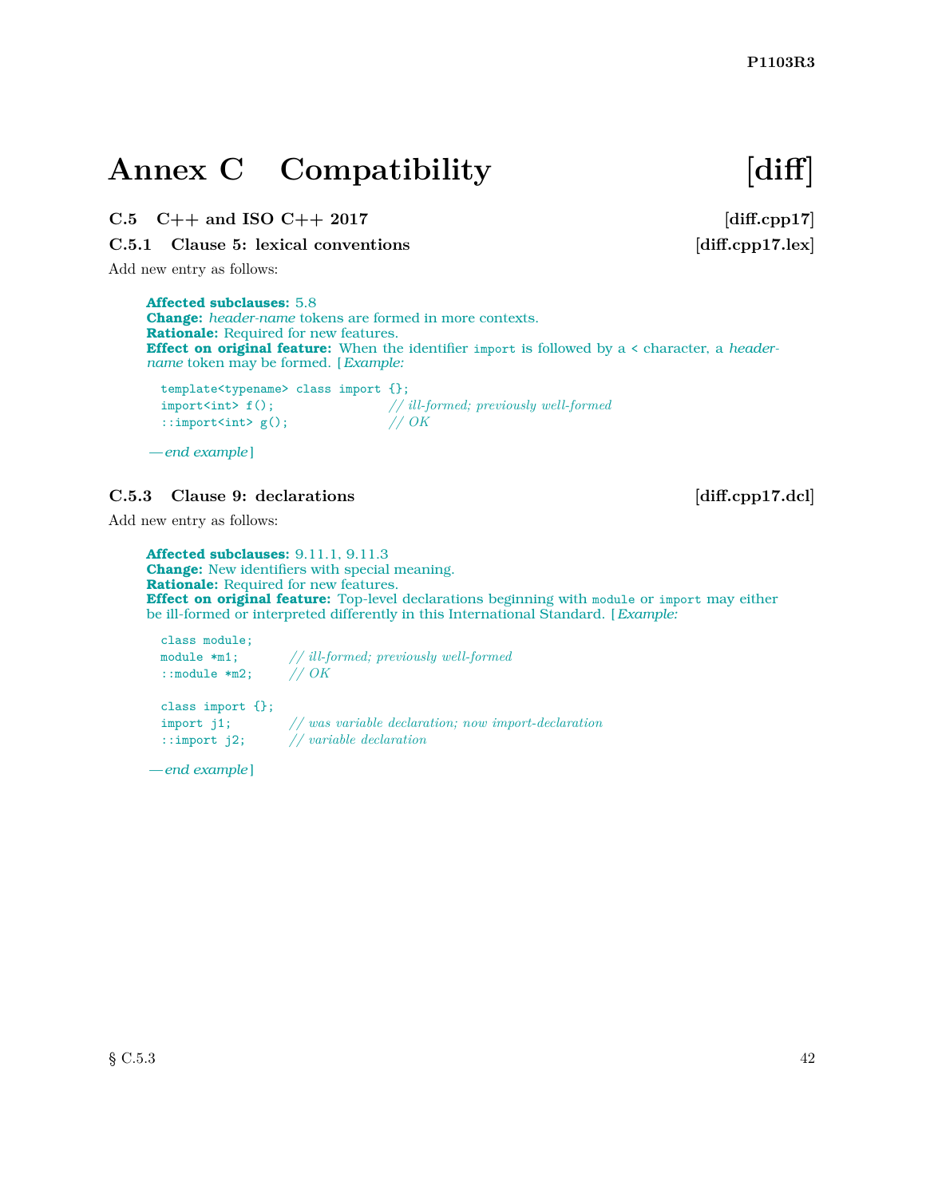# Annex C Compatibility [diff]

### C.5 C++ and ISO C++ 2017 [diff.cpp17]

### C.5.1 Clause 5: lexical conventions [diff.cpp17.lex]

Add new entry as follows:

> **Affected subclauses:** 5.8
> **Change:** *header-name* tokens are formed in more contexts.
> **Rationale:** Required for new features.
> **Effect on original feature:** When the identifier `import` is followed by a `<` character, a *header-name* token may be formed. [*Example:*
>
> ```
> template<typename> class import {};
> import<int> f();                // ill-formed; previously well-formed
> ::import<int> g();              // OK
> ```
>
> —*end example*]

### C.5.3 Clause 9: declarations [diff.cpp17.dcl]

Add new entry as follows:

> **Affected subclauses:** 9.11.1, 9.11.3
> **Change:** New identifiers with special meaning.
> **Rationale:** Required for new features.
> **Effect on original feature:** Top-level declarations beginning with `module` or `import` may either be ill-formed or interpreted differently in this International Standard. [*Example:*
>
> ```
> class module;
> module *m1;        // ill-formed; previously well-formed
> ::module *m2;      // OK
>
> class import {};
> import j1;         // was variable declaration; now import-declaration
> ::import j2;       // variable declaration
> ```
>
> —*end example*]